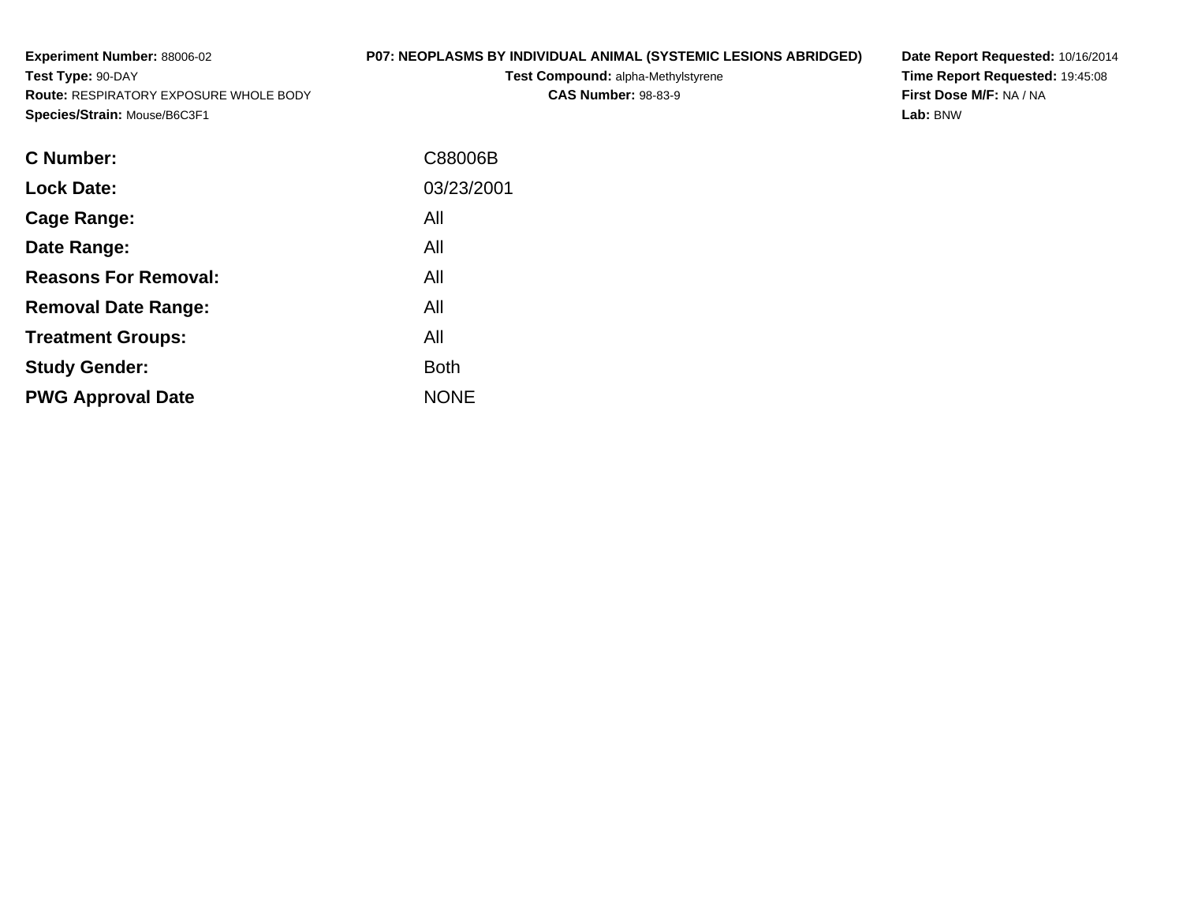**Experiment Number:** 88006-02
**Test Type:** 90-DAY
**Route:** RESPIRATORY EXPOSURE WHOLE BODY
**Species/Strain:** Mouse/B6C3F1

**P07: NEOPLASMS BY INDIVIDUAL ANIMAL (SYSTEMIC LESIONS ABRIDGED)**
**Test Compound:** alpha-Methylstyrene
**CAS Number:** 98-83-9

**Date Report Requested:** 10/16/2014
**Time Report Requested:** 19:45:08
**First Dose M/F:** NA / NA
**Lab:** BNW

| | |
|---|---|
| **C Number:** | C88006B |
| **Lock Date:** | 03/23/2001 |
| **Cage Range:** | All |
| **Date Range:** | All |
| **Reasons For Removal:** | All |
| **Removal Date Range:** | All |
| **Treatment Groups:** | All |
| **Study Gender:** | Both |
| **PWG Approval Date** | NONE |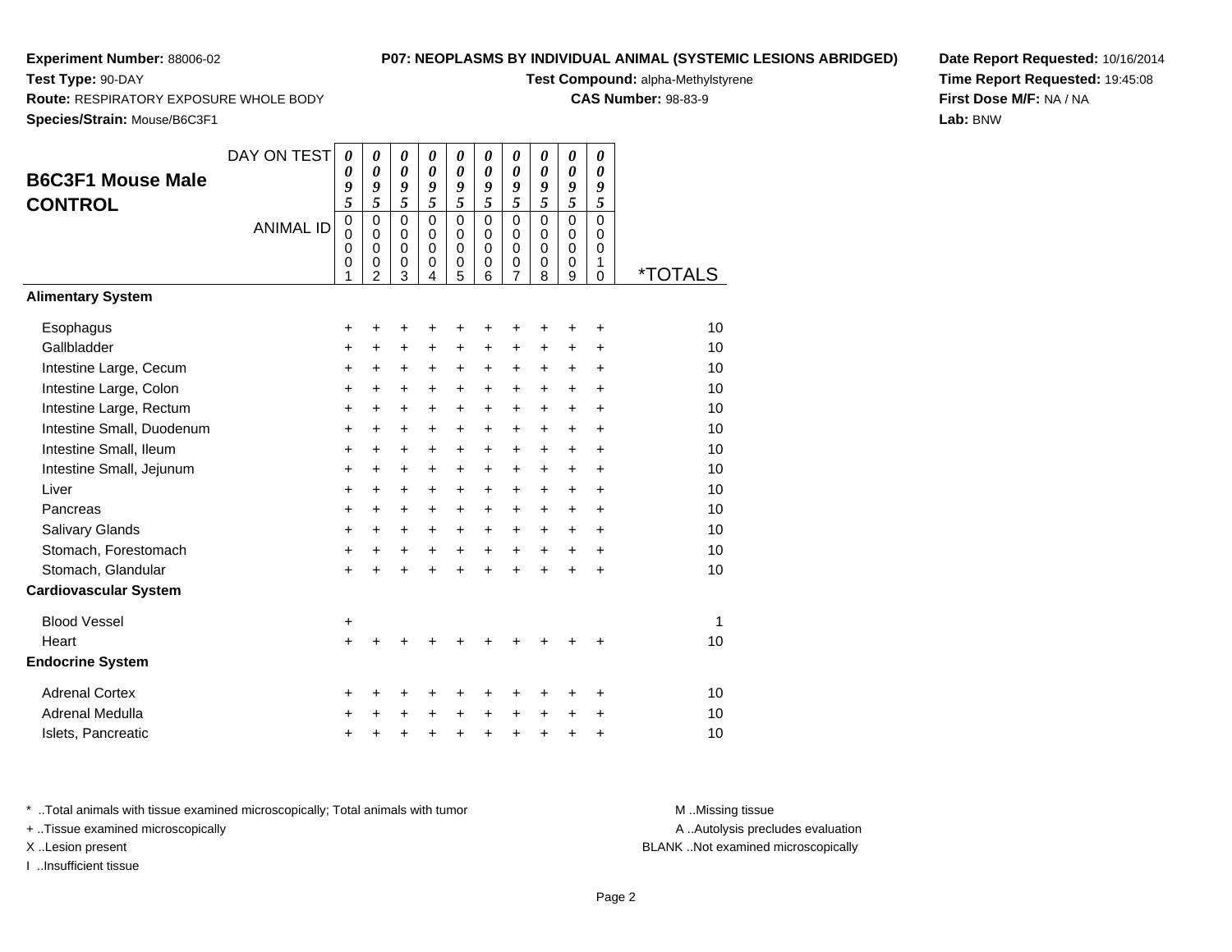**Experiment Number:** 88006-02
**Test Type:** 90-DAY
**Route:** RESPIRATORY EXPOSURE WHOLE BODY
**Species/Strain:** Mouse/B6C3F1

**P07: NEOPLASMS BY INDIVIDUAL ANIMAL (SYSTEMIC LESIONS ABRIDGED)**
**Test Compound:** alpha-Methylstyrene
**CAS Number:** 98-83-9

**Date Report Requested:** 10/16/2014
**Time Report Requested:** 19:45:08
**First Dose M/F:** NA / NA
**Lab:** BNW

## B6C3F1 Mouse Male CONTROL

| DAY ON TEST | 0095 | 0095 | 0095 | 0095 | 0095 | 0095 | 0095 | 0095 | 0095 | 0095 | |
|---|---|---|---|---|---|---|---|---|---|---|---|
| ANIMAL ID | 00001 | 00002 | 00003 | 00004 | 00005 | 00006 | 00007 | 00008 | 00009 | 00010 | *TOTALS |
| **Alimentary System** | | | | | | | | | | | |
| Esophagus | + | + | + | + | + | + | + | + | + | + | 10 |
| Gallbladder | + | + | + | + | + | + | + | + | + | + | 10 |
| Intestine Large, Cecum | + | + | + | + | + | + | + | + | + | + | 10 |
| Intestine Large, Colon | + | + | + | + | + | + | + | + | + | + | 10 |
| Intestine Large, Rectum | + | + | + | + | + | + | + | + | + | + | 10 |
| Intestine Small, Duodenum | + | + | + | + | + | + | + | + | + | + | 10 |
| Intestine Small, Ileum | + | + | + | + | + | + | + | + | + | + | 10 |
| Intestine Small, Jejunum | + | + | + | + | + | + | + | + | + | + | 10 |
| Liver | + | + | + | + | + | + | + | + | + | + | 10 |
| Pancreas | + | + | + | + | + | + | + | + | + | + | 10 |
| Salivary Glands | + | + | + | + | + | + | + | + | + | + | 10 |
| Stomach, Forestomach | + | + | + | + | + | + | + | + | + | + | 10 |
| Stomach, Glandular | + | + | + | + | + | + | + | + | + | + | 10 |
| **Cardiovascular System** | | | | | | | | | | | |
| Blood Vessel | + | | | | | | | | | | 1 |
| Heart | + | + | + | + | + | + | + | + | + | + | 10 |
| **Endocrine System** | | | | | | | | | | | |
| Adrenal Cortex | + | + | + | + | + | + | + | + | + | + | 10 |
| Adrenal Medulla | + | + | + | + | + | + | + | + | + | + | 10 |
| Islets, Pancreatic | + | + | + | + | + | + | + | + | + | + | 10 |

* ..Total animals with tissue examined microscopically; Total animals with tumor
+ ..Tissue examined microscopically
X ..Lesion present
I ..Insufficient tissue

M ..Missing tissue
A ..Autolysis precludes evaluation
BLANK ..Not examined microscopically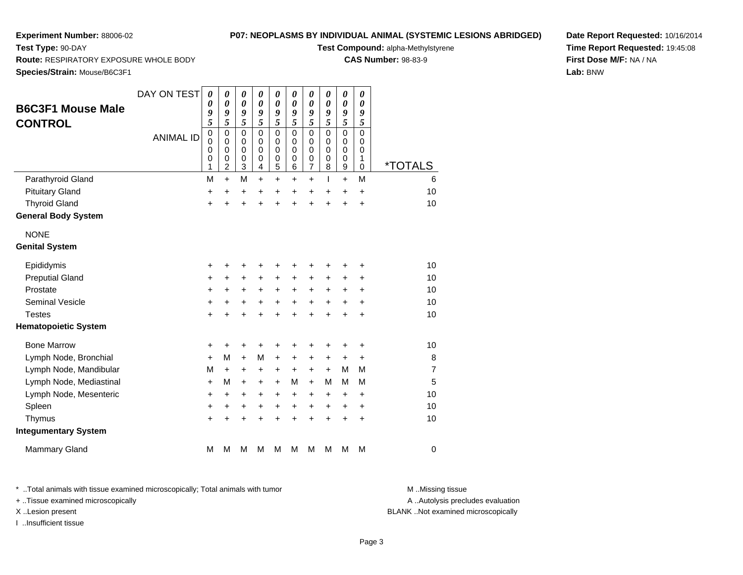**Experiment Number:** 88006-02
**Test Type:** 90-DAY
**Route:** RESPIRATORY EXPOSURE WHOLE BODY
**Species/Strain:** Mouse/B6C3F1

**P07: NEOPLASMS BY INDIVIDUAL ANIMAL (SYSTEMIC LESIONS ABRIDGED)**
**Test Compound:** alpha-Methylstyrene
**CAS Number:** 98-83-9

**Date Report Requested:** 10/16/2014
**Time Report Requested:** 19:45:08
**First Dose M/F:** NA / NA
**Lab:** BNW

## B6C3F1 Mouse Male CONTROL

| DAY ON TEST | 0095 | 0095 | 0095 | 0095 | 0095 | 0095 | 0095 | 0095 | 0095 | 0095 | |
|---|---|---|---|---|---|---|---|---|---|---|---|
| ANIMAL ID | 00001 | 00002 | 00003 | 00004 | 00005 | 00006 | 00007 | 00008 | 00009 | 00010 | *TOTALS |
| Parathyroid Gland | M | + | M | + | + | + | + | I | + | M | 6 |
| Pituitary Gland | + | + | + | + | + | + | + | + | + | + | 10 |
| Thyroid Gland | + | + | + | + | + | + | + | + | + | + | 10 |
| **General Body System** | | | | | | | | | | | |
| NONE | | | | | | | | | | | |
| **Genital System** | | | | | | | | | | | |
| Epididymis | + | + | + | + | + | + | + | + | + | + | 10 |
| Preputial Gland | + | + | + | + | + | + | + | + | + | + | 10 |
| Prostate | + | + | + | + | + | + | + | + | + | + | 10 |
| Seminal Vesicle | + | + | + | + | + | + | + | + | + | + | 10 |
| Testes | + | + | + | + | + | + | + | + | + | + | 10 |
| **Hematopoietic System** | | | | | | | | | | | |
| Bone Marrow | + | + | + | + | + | + | + | + | + | + | 10 |
| Lymph Node, Bronchial | + | M | + | M | + | + | + | + | + | + | 8 |
| Lymph Node, Mandibular | M | + | + | + | + | + | + | + | M | M | 7 |
| Lymph Node, Mediastinal | + | M | + | + | + | M | + | M | M | M | 5 |
| Lymph Node, Mesenteric | + | + | + | + | + | + | + | + | + | + | 10 |
| Spleen | + | + | + | + | + | + | + | + | + | + | 10 |
| Thymus | + | + | + | + | + | + | + | + | + | + | 10 |
| **Integumentary System** | | | | | | | | | | | |
| Mammary Gland | M | M | M | M | M | M | M | M | M | M | 0 |

* ..Total animals with tissue examined microscopically; Total animals with tumor
+ ..Tissue examined microscopically
X ..Lesion present
I ..Insufficient tissue

M ..Missing tissue
A ..Autolysis precludes evaluation
BLANK ..Not examined microscopically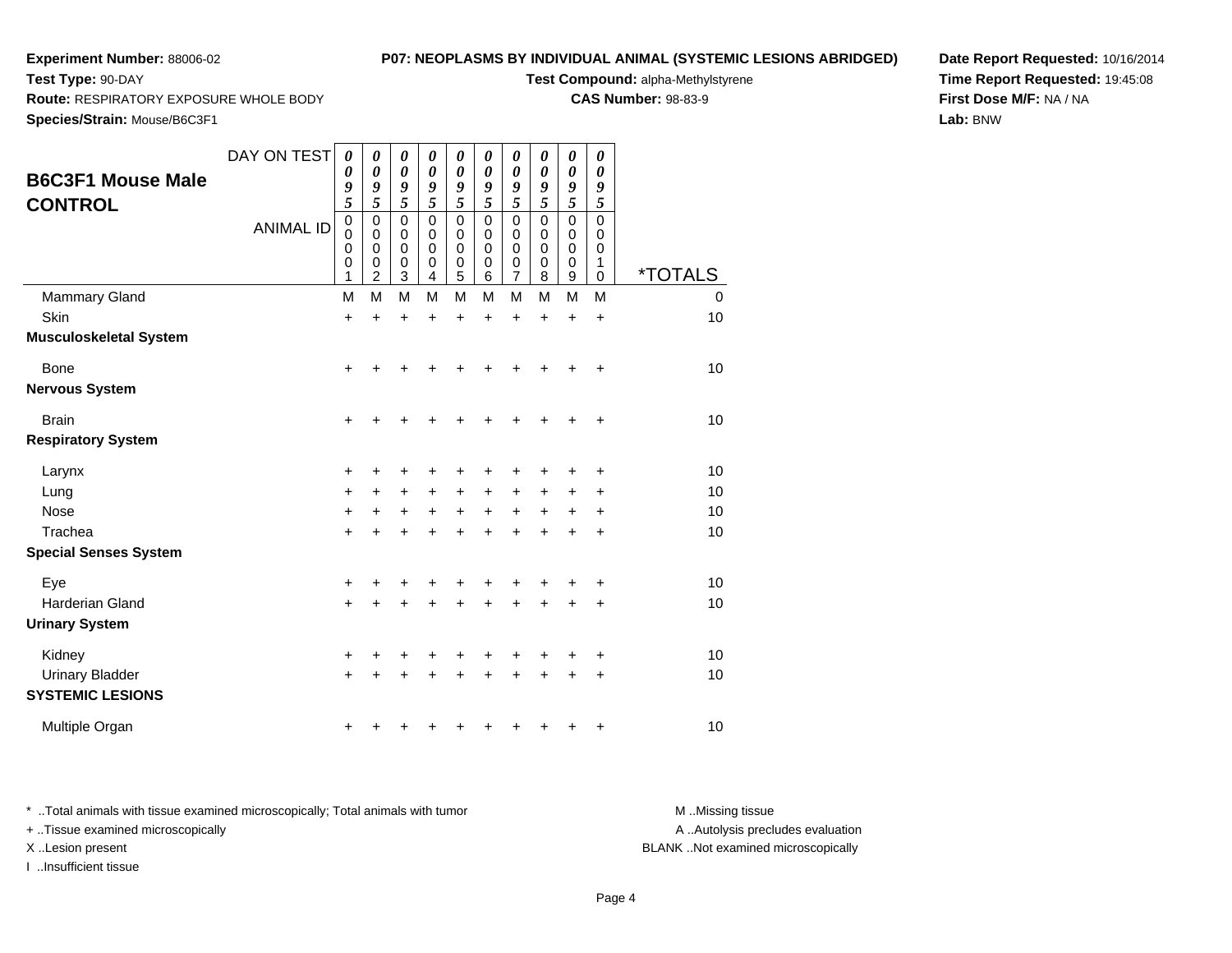**Experiment Number:** 88006-02
**Test Type:** 90-DAY
**Route:** RESPIRATORY EXPOSURE WHOLE BODY
**Species/Strain:** Mouse/B6C3F1

**P07: NEOPLASMS BY INDIVIDUAL ANIMAL (SYSTEMIC LESIONS ABRIDGED)**
**Test Compound:** alpha-Methylstyrene
**CAS Number:** 98-83-9

**Date Report Requested:** 10/16/2014
**Time Report Requested:** 19:45:08
**First Dose M/F:** NA / NA
**Lab:** BNW

## B6C3F1 Mouse Male CONTROL

| DAY ON TEST | 0095 | 0095 | 0095 | 0095 | 0095 | 0095 | 0095 | 0095 | 0095 | 0095 | |
|---|---|---|---|---|---|---|---|---|---|---|---|
| ANIMAL ID | 00001 | 00002 | 00003 | 00004 | 00005 | 00006 | 00007 | 00008 | 00009 | 00010 | *TOTALS |
| Mammary Gland | M | M | M | M | M | M | M | M | M | M | 0 |
| Skin | + | + | + | + | + | + | + | + | + | + | 10 |
| **Musculoskeletal System** | | | | | | | | | | | |
| Bone | + | + | + | + | + | + | + | + | + | + | 10 |
| **Nervous System** | | | | | | | | | | | |
| Brain | + | + | + | + | + | + | + | + | + | + | 10 |
| **Respiratory System** | | | | | | | | | | | |
| Larynx | + | + | + | + | + | + | + | + | + | + | 10 |
| Lung | + | + | + | + | + | + | + | + | + | + | 10 |
| Nose | + | + | + | + | + | + | + | + | + | + | 10 |
| Trachea | + | + | + | + | + | + | + | + | + | + | 10 |
| **Special Senses System** | | | | | | | | | | | |
| Eye | + | + | + | + | + | + | + | + | + | + | 10 |
| Harderian Gland | + | + | + | + | + | + | + | + | + | + | 10 |
| **Urinary System** | | | | | | | | | | | |
| Kidney | + | + | + | + | + | + | + | + | + | + | 10 |
| Urinary Bladder | + | + | + | + | + | + | + | + | + | + | 10 |
| **SYSTEMIC LESIONS** | | | | | | | | | | | |
| Multiple Organ | + | + | + | + | + | + | + | + | + | + | 10 |

* ..Total animals with tissue examined microscopically; Total animals with tumor
+ ..Tissue examined microscopically
X ..Lesion present
I ..Insufficient tissue

M ..Missing tissue
A ..Autolysis precludes evaluation
BLANK ..Not examined microscopically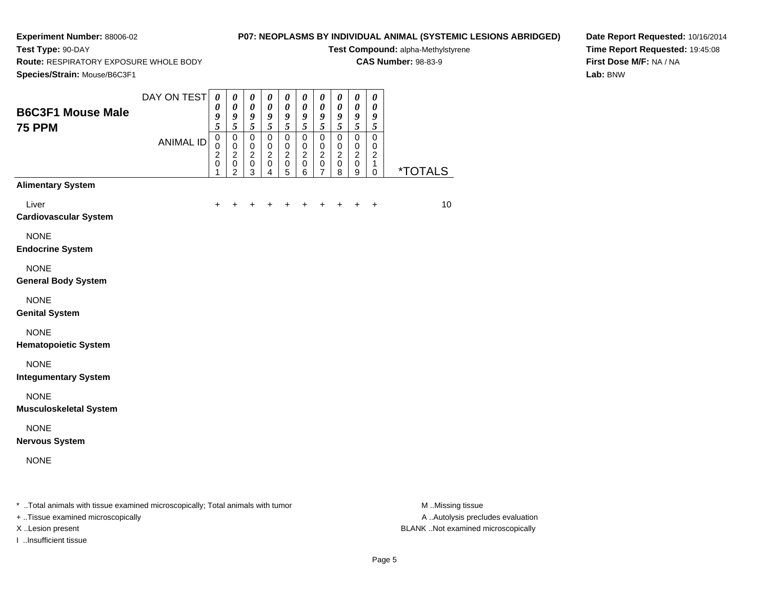**Experiment Number:** 88006-02
**Test Type:** 90-DAY
**Route:** RESPIRATORY EXPOSURE WHOLE BODY
**Species/Strain:** Mouse/B6C3F1

**P07: NEOPLASMS BY INDIVIDUAL ANIMAL (SYSTEMIC LESIONS ABRIDGED)**
**Test Compound:** alpha-Methylstyrene
**CAS Number:** 98-83-9

**Date Report Requested:** 10/16/2014
**Time Report Requested:** 19:45:08
**First Dose M/F:** NA / NA
**Lab:** BNW

## B6C3F1 Mouse Male 75 PPM

| DAY ON TEST | 0095 | 0095 | 0095 | 0095 | 0095 | 0095 | 0095 | 0095 | 0095 | 0095 | |
|---|---|---|---|---|---|---|---|---|---|---|---|
| ANIMAL ID | 00201 | 00202 | 00203 | 00204 | 00205 | 00206 | 00207 | 00208 | 00209 | 00210 | *TOTALS |
| **Alimentary System** | | | | | | | | | | | |
| Liver | + | + | + | + | + | + | + | + | + | + | 10 |
| **Cardiovascular System** | | | | | | | | | | | |
| NONE | | | | | | | | | | | |
| **Endocrine System** | | | | | | | | | | | |
| NONE | | | | | | | | | | | |
| **General Body System** | | | | | | | | | | | |
| NONE | | | | | | | | | | | |
| **Genital System** | | | | | | | | | | | |
| NONE | | | | | | | | | | | |
| **Hematopoietic System** | | | | | | | | | | | |
| NONE | | | | | | | | | | | |
| **Integumentary System** | | | | | | | | | | | |
| NONE | | | | | | | | | | | |
| **Musculoskeletal System** | | | | | | | | | | | |
| NONE | | | | | | | | | | | |
| **Nervous System** | | | | | | | | | | | |
| NONE | | | | | | | | | | | |

* ..Total animals with tissue examined microscopically; Total animals with tumor
+ ..Tissue examined microscopically
X ..Lesion present
I ..Insufficient tissue

M ..Missing tissue
A ..Autolysis precludes evaluation
BLANK ..Not examined microscopically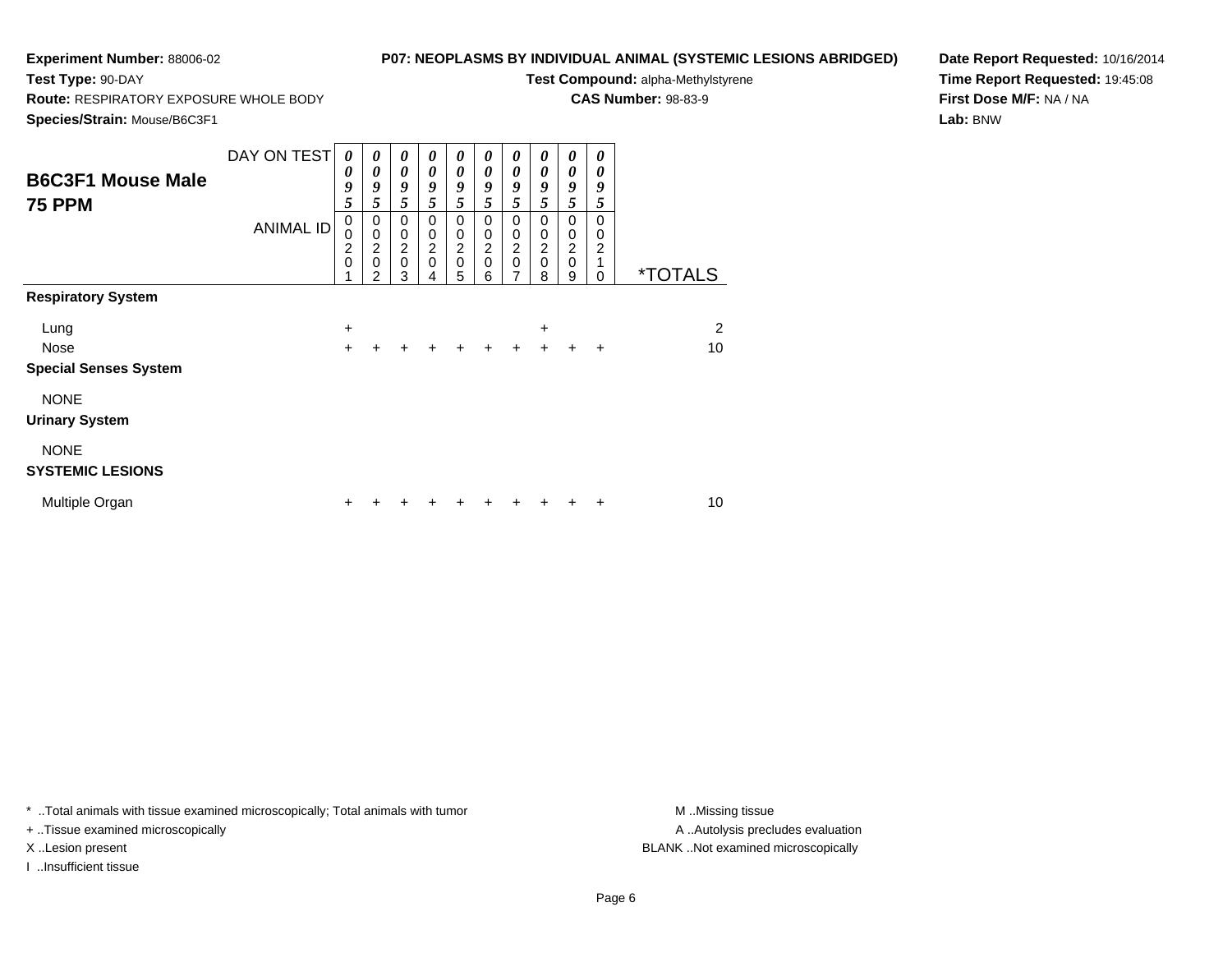**Experiment Number:** 88006-02
**Test Type:** 90-DAY
**Route:** RESPIRATORY EXPOSURE WHOLE BODY
**Species/Strain:** Mouse/B6C3F1

**P07: NEOPLASMS BY INDIVIDUAL ANIMAL (SYSTEMIC LESIONS ABRIDGED)**
**Test Compound:** alpha-Methylstyrene
**CAS Number:** 98-83-9

**Date Report Requested:** 10/16/2014
**Time Report Requested:** 19:45:08
**First Dose M/F:** NA / NA
**Lab:** BNW

## B6C3F1 Mouse Male 75 PPM

| DAY ON TEST | 0095 | 0095 | 0095 | 0095 | 0095 | 0095 | 0095 | 0095 | 0095 | 0095 | |
|---|---|---|---|---|---|---|---|---|---|---|---|
| ANIMAL ID | 00201 | 00202 | 00203 | 00204 | 00205 | 00206 | 00207 | 00208 | 00209 | 00210 | *TOTALS |
| **Respiratory System** | | | | | | | | | | | |
| Lung | + | | | | | | | + | | | 2 |
| Nose | + | + | + | + | + | + | + | + | + | + | 10 |
| **Special Senses System** | | | | | | | | | | | |
| NONE | | | | | | | | | | | |
| **Urinary System** | | | | | | | | | | | |
| NONE | | | | | | | | | | | |
| **SYSTEMIC LESIONS** | | | | | | | | | | | |
| Multiple Organ | + | + | + | + | + | + | + | + | + | + | 10 |

* ..Total animals with tissue examined microscopically; Total animals with tumor
+ ..Tissue examined microscopically
X ..Lesion present
I ..Insufficient tissue

M ..Missing tissue
A ..Autolysis precludes evaluation
BLANK ..Not examined microscopically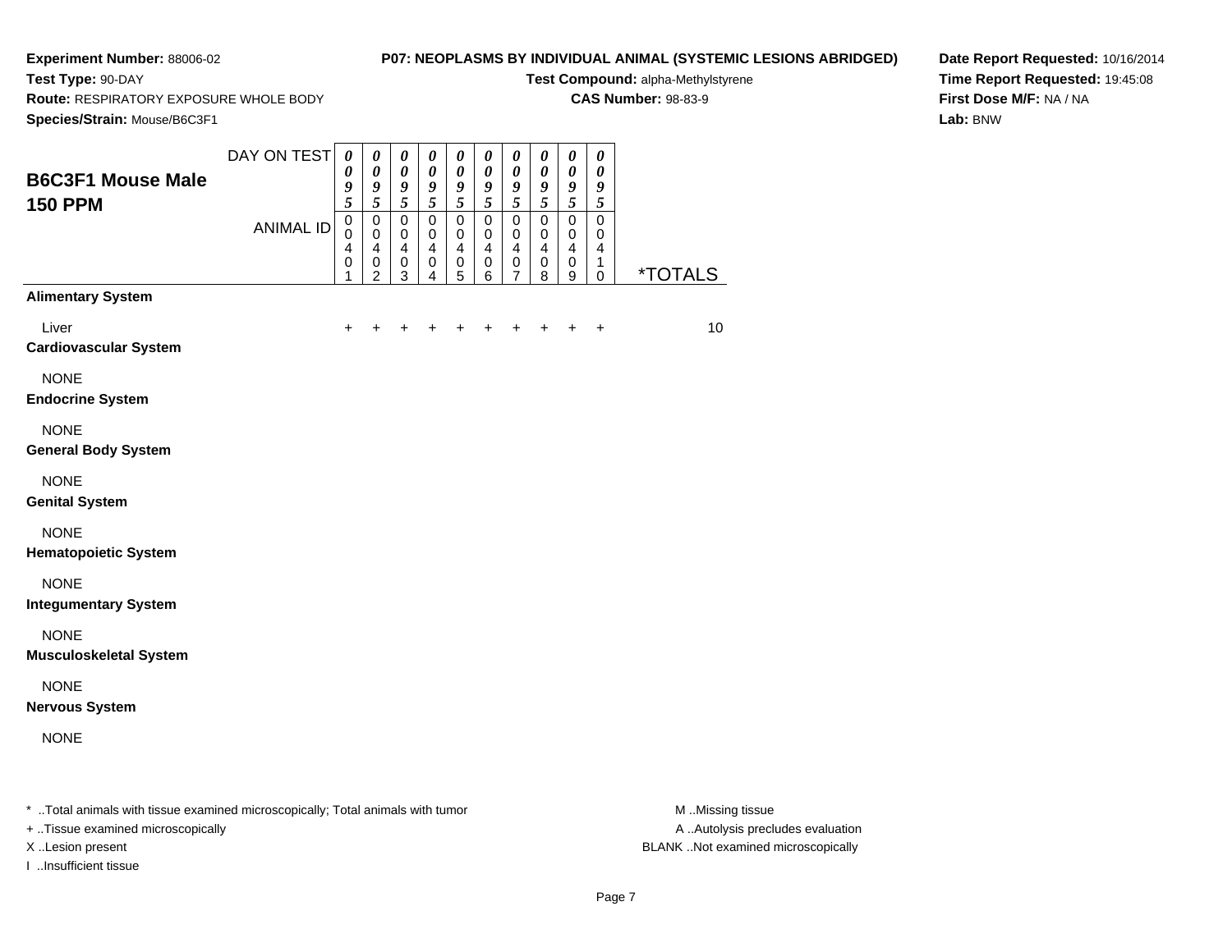**Experiment Number:** 88006-02
**Test Type:** 90-DAY
**Route:** RESPIRATORY EXPOSURE WHOLE BODY
**Species/Strain:** Mouse/B6C3F1

**P07: NEOPLASMS BY INDIVIDUAL ANIMAL (SYSTEMIC LESIONS ABRIDGED)**
**Test Compound:** alpha-Methylstyrene
**CAS Number:** 98-83-9

**Date Report Requested:** 10/16/2014
**Time Report Requested:** 19:45:08
**First Dose M/F:** NA / NA
**Lab:** BNW

## B6C3F1 Mouse Male 150 PPM

| DAY ON TEST | 0095 | 0095 | 0095 | 0095 | 0095 | 0095 | 0095 | 0095 | 0095 | 0095 | |
|---|---|---|---|---|---|---|---|---|---|---|---|
| ANIMAL ID | 00401 | 00402 | 00403 | 00404 | 00405 | 00406 | 00407 | 00408 | 00409 | 00410 | *TOTALS |
| **Alimentary System** | | | | | | | | | | | |
| Liver | + | + | + | + | + | + | + | + | + | + | 10 |
| **Cardiovascular System** | | | | | | | | | | | |
| NONE | | | | | | | | | | | |
| **Endocrine System** | | | | | | | | | | | |
| NONE | | | | | | | | | | | |
| **General Body System** | | | | | | | | | | | |
| NONE | | | | | | | | | | | |
| **Genital System** | | | | | | | | | | | |
| NONE | | | | | | | | | | | |
| **Hematopoietic System** | | | | | | | | | | | |
| NONE | | | | | | | | | | | |
| **Integumentary System** | | | | | | | | | | | |
| NONE | | | | | | | | | | | |
| **Musculoskeletal System** | | | | | | | | | | | |
| NONE | | | | | | | | | | | |
| **Nervous System** | | | | | | | | | | | |
| NONE | | | | | | | | | | | |

* ..Total animals with tissue examined microscopically; Total animals with tumor
+ ..Tissue examined microscopically
X ..Lesion present
I ..Insufficient tissue

M ..Missing tissue
A ..Autolysis precludes evaluation
BLANK ..Not examined microscopically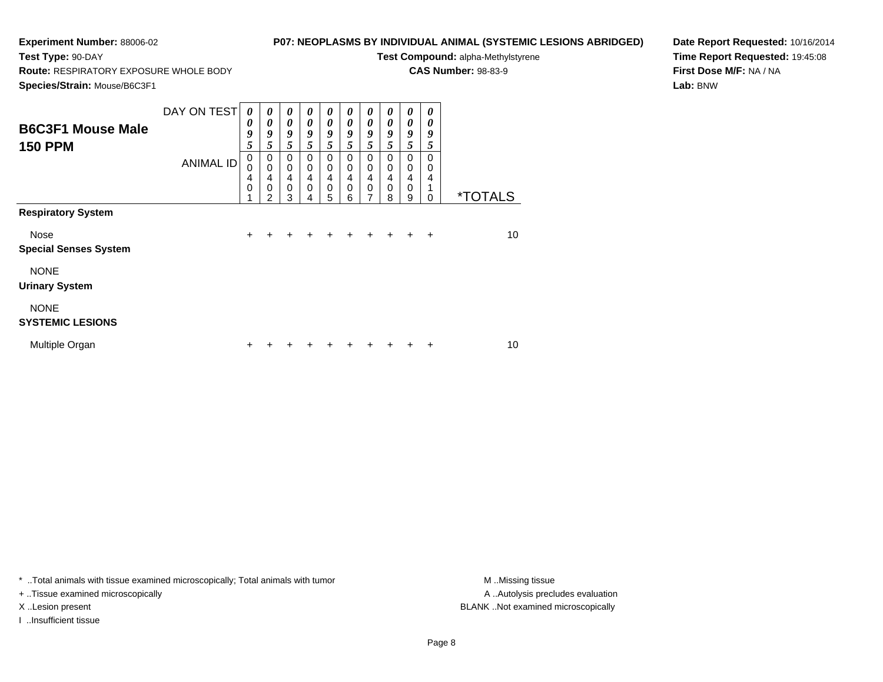**Experiment Number:** 88006-02
**Test Type:** 90-DAY
**Route:** RESPIRATORY EXPOSURE WHOLE BODY
**Species/Strain:** Mouse/B6C3F1

**P07: NEOPLASMS BY INDIVIDUAL ANIMAL (SYSTEMIC LESIONS ABRIDGED)**
**Test Compound:** alpha-Methylstyrene
**CAS Number:** 98-83-9

**Date Report Requested:** 10/16/2014
**Time Report Requested:** 19:45:08
**First Dose M/F:** NA / NA
**Lab:** BNW

## B6C3F1 Mouse Male 150 PPM

| DAY ON TEST | 0095 | 0095 | 0095 | 0095 | 0095 | 0095 | 0095 | 0095 | 0095 | 0095 | |
|---|---|---|---|---|---|---|---|---|---|---|---|
| ANIMAL ID | 00401 | 00402 | 00403 | 00404 | 00405 | 00406 | 00407 | 00408 | 00409 | 00410 | *TOTALS |
| **Respiratory System** | | | | | | | | | | | |
| Nose | + | + | + | + | + | + | + | + | + | + | 10 |
| **Special Senses System** | | | | | | | | | | | |
| NONE | | | | | | | | | | | |
| **Urinary System** | | | | | | | | | | | |
| NONE | | | | | | | | | | | |
| **SYSTEMIC LESIONS** | | | | | | | | | | | |
| Multiple Organ | + | + | + | + | + | + | + | + | + | + | 10 |

* ..Total animals with tissue examined microscopically; Total animals with tumor
+ ..Tissue examined microscopically
X ..Lesion present
I ..Insufficient tissue

M ..Missing tissue
A ..Autolysis precludes evaluation
BLANK ..Not examined microscopically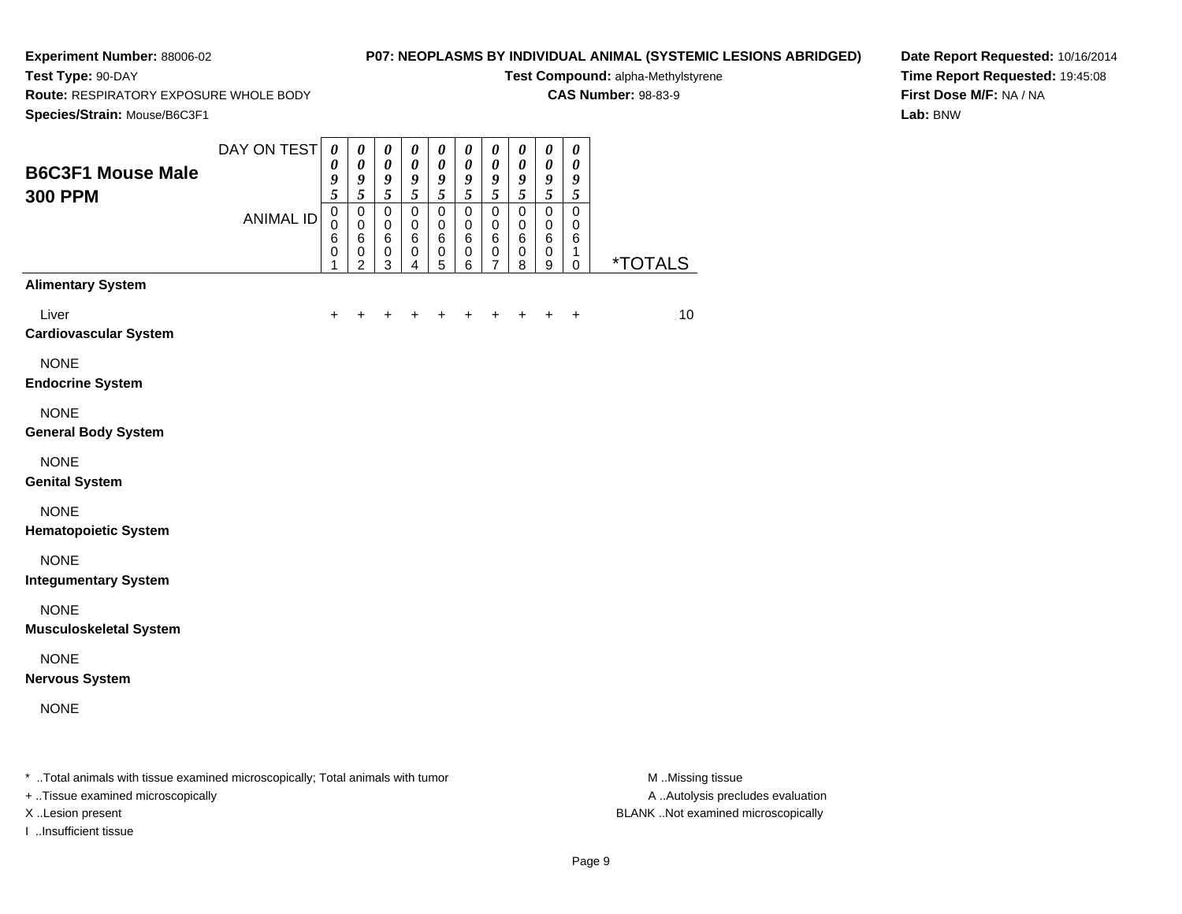**Experiment Number:** 88006-02
**Test Type:** 90-DAY
**Route:** RESPIRATORY EXPOSURE WHOLE BODY
**Species/Strain:** Mouse/B6C3F1

**P07: NEOPLASMS BY INDIVIDUAL ANIMAL (SYSTEMIC LESIONS ABRIDGED)**
**Test Compound:** alpha-Methylstyrene
**CAS Number:** 98-83-9

**Date Report Requested:** 10/16/2014
**Time Report Requested:** 19:45:08
**First Dose M/F:** NA / NA
**Lab:** BNW

## B6C3F1 Mouse Male 300 PPM

| DAY ON TEST | 0095 | 0095 | 0095 | 0095 | 0095 | 0095 | 0095 | 0095 | 0095 | 0095 | |
|---|---|---|---|---|---|---|---|---|---|---|---|
| ANIMAL ID | 00601 | 00602 | 00603 | 00604 | 00605 | 00606 | 00607 | 00608 | 00609 | 00610 | *TOTALS |
| **Alimentary System** | | | | | | | | | | | |
| Liver | + | + | + | + | + | + | + | + | + | + | 10 |
| **Cardiovascular System** | | | | | | | | | | | |
| NONE | | | | | | | | | | | |
| **Endocrine System** | | | | | | | | | | | |
| NONE | | | | | | | | | | | |
| **General Body System** | | | | | | | | | | | |
| NONE | | | | | | | | | | | |
| **Genital System** | | | | | | | | | | | |
| NONE | | | | | | | | | | | |
| **Hematopoietic System** | | | | | | | | | | | |
| NONE | | | | | | | | | | | |
| **Integumentary System** | | | | | | | | | | | |
| NONE | | | | | | | | | | | |
| **Musculoskeletal System** | | | | | | | | | | | |
| NONE | | | | | | | | | | | |
| **Nervous System** | | | | | | | | | | | |
| NONE | | | | | | | | | | | |

* ..Total animals with tissue examined microscopically; Total animals with tumor
+ ..Tissue examined microscopically
X ..Lesion present
I ..Insufficient tissue

M ..Missing tissue
A ..Autolysis precludes evaluation
BLANK ..Not examined microscopically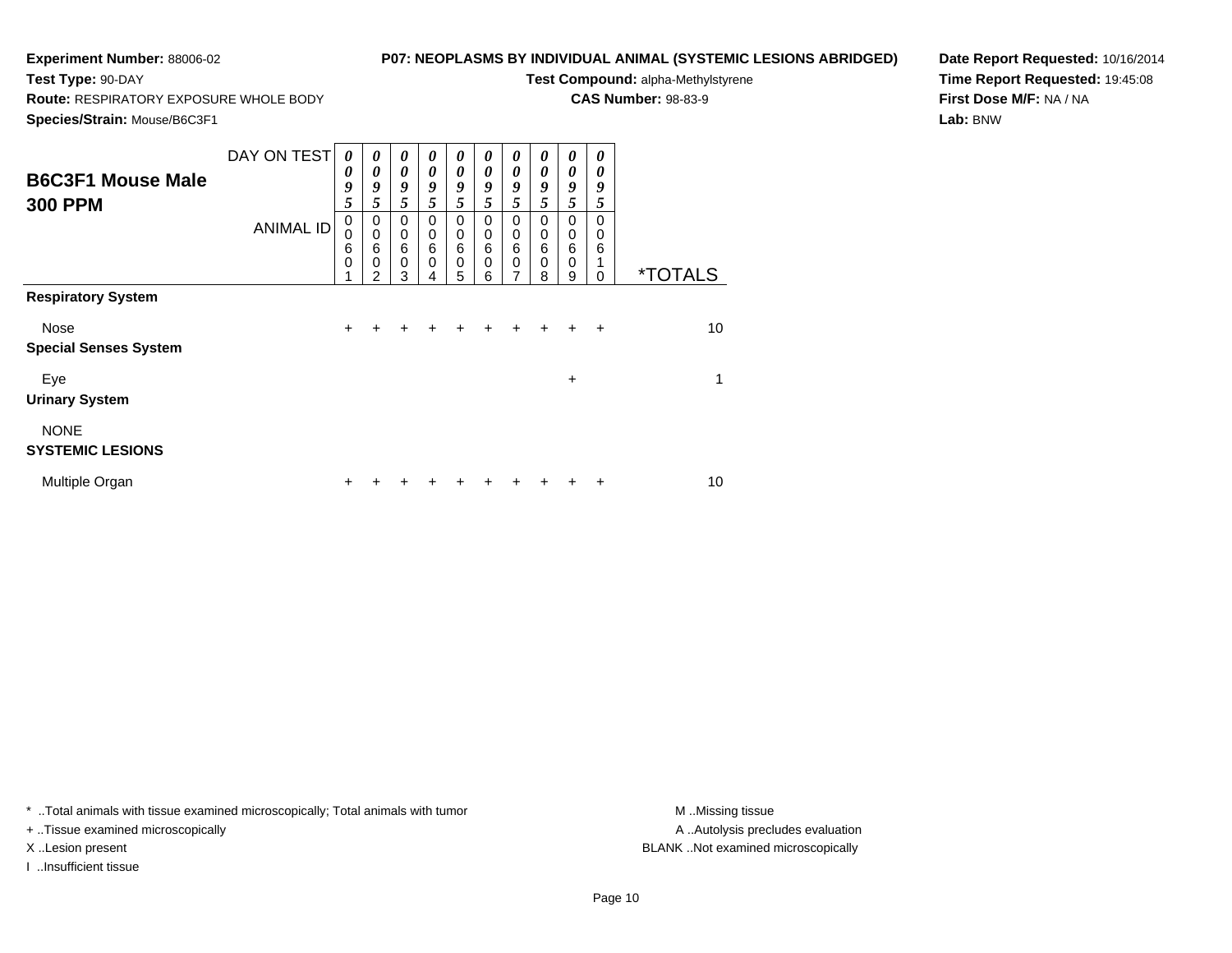**Experiment Number:** 88006-02

**Test Type:** 90-DAY

**Route:** RESPIRATORY EXPOSURE WHOLE BODY

**Species/Strain:** Mouse/B6C3F1

**P07: NEOPLASMS BY INDIVIDUAL ANIMAL (SYSTEMIC LESIONS ABRIDGED)**

**Test Compound:** alpha-Methylstyrene

**CAS Number:** 98-83-9

**Date Report Requested:** 10/16/2014

**Time Report Requested:** 19:45:08

**First Dose M/F:** NA / NA

**Lab:** BNW

## B6C3F1 Mouse Male 300 PPM

| DAY ON TEST | 0095 | 0095 | 0095 | 0095 | 0095 | 0095 | 0095 | 0095 | 0095 | 0095 | |
|---|---|---|---|---|---|---|---|---|---|---|---|
| ANIMAL ID | 00601 | 00602 | 00603 | 00604 | 00605 | 00606 | 00607 | 00608 | 00609 | 00610 | *TOTALS |
| **Respiratory System** | | | | | | | | | | | |
| Nose | + | + | + | + | + | + | + | + | + | + | 10 |
| **Special Senses System** | | | | | | | | | | | |
| Eye | | | | | | | | | + | | 1 |
| **Urinary System** | | | | | | | | | | | |
| NONE | | | | | | | | | | | |
| **SYSTEMIC LESIONS** | | | | | | | | | | | |
| Multiple Organ | + | + | + | + | + | + | + | + | + | + | 10 |

* ..Total animals with tissue examined microscopically; Total animals with tumor

+ ..Tissue examined microscopically

X ..Lesion present

I ..Insufficient tissue

M ..Missing tissue

A ..Autolysis precludes evaluation

BLANK ..Not examined microscopically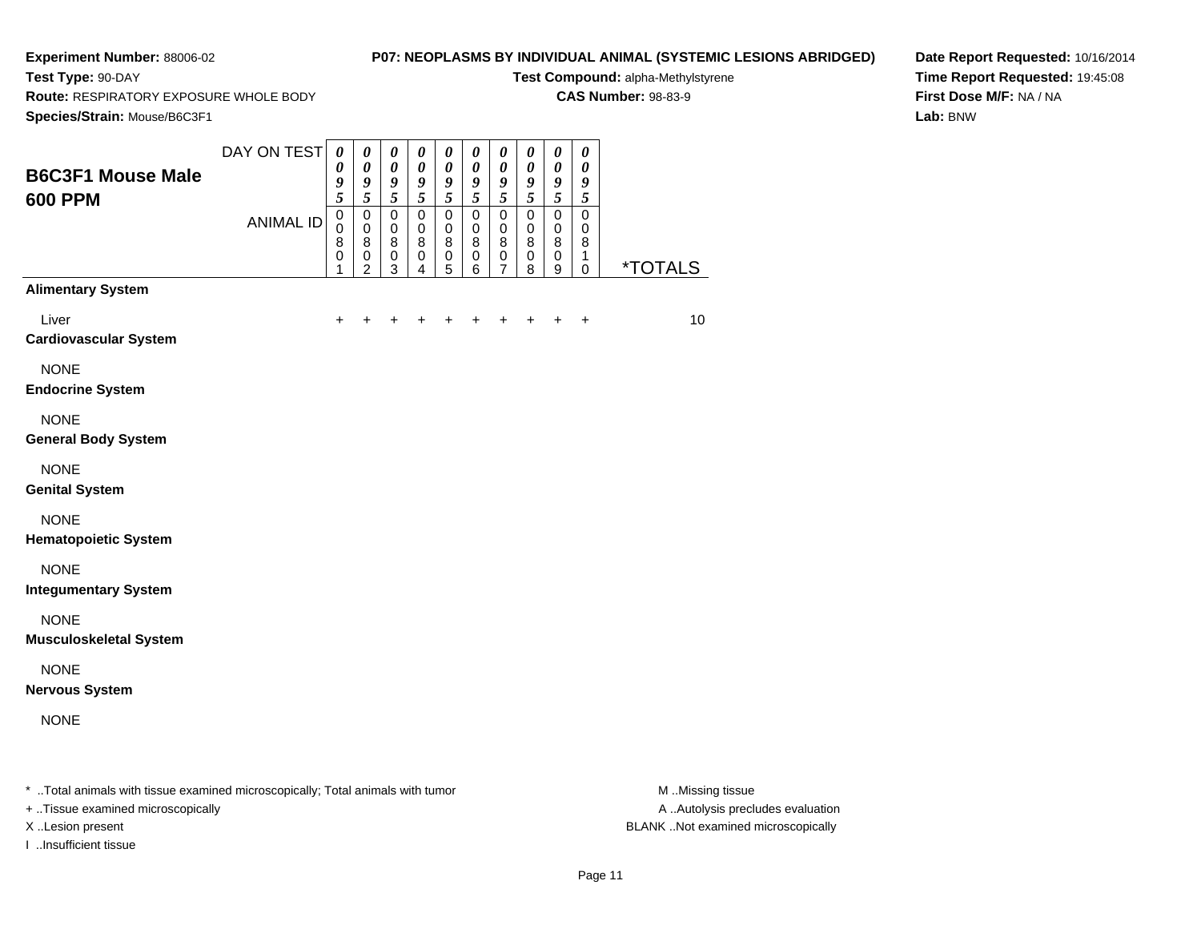**Experiment Number:** 88006-02
**Test Type:** 90-DAY
**Route:** RESPIRATORY EXPOSURE WHOLE BODY
**Species/Strain:** Mouse/B6C3F1

**P07: NEOPLASMS BY INDIVIDUAL ANIMAL (SYSTEMIC LESIONS ABRIDGED)**
**Test Compound:** alpha-Methylstyrene
**CAS Number:** 98-83-9

**Date Report Requested:** 10/16/2014
**Time Report Requested:** 19:45:08
**First Dose M/F:** NA / NA
**Lab:** BNW

## B6C3F1 Mouse Male 600 PPM

| DAY ON TEST | 0095 | 0095 | 0095 | 0095 | 0095 | 0095 | 0095 | 0095 | 0095 | 0095 | |
|---|---|---|---|---|---|---|---|---|---|---|---|
| **ANIMAL ID** | 00801 | 00802 | 00803 | 00804 | 00805 | 00806 | 00807 | 00808 | 00809 | 00810 | ***TOTALS** |
| **Alimentary System** | | | | | | | | | | | |
| Liver | + | + | + | + | + | + | + | + | + | + | 10 |
| **Cardiovascular System** | | | | | | | | | | | |
| NONE | | | | | | | | | | | |
| **Endocrine System** | | | | | | | | | | | |
| NONE | | | | | | | | | | | |
| **General Body System** | | | | | | | | | | | |
| NONE | | | | | | | | | | | |
| **Genital System** | | | | | | | | | | | |
| NONE | | | | | | | | | | | |
| **Hematopoietic System** | | | | | | | | | | | |
| NONE | | | | | | | | | | | |
| **Integumentary System** | | | | | | | | | | | |
| NONE | | | | | | | | | | | |
| **Musculoskeletal System** | | | | | | | | | | | |
| NONE | | | | | | | | | | | |
| **Nervous System** | | | | | | | | | | | |
| NONE | | | | | | | | | | | |

* ..Total animals with tissue examined microscopically; Total animals with tumor
+ ..Tissue examined microscopically
X ..Lesion present
I ..Insufficient tissue

M ..Missing tissue
A ..Autolysis precludes evaluation
BLANK ..Not examined microscopically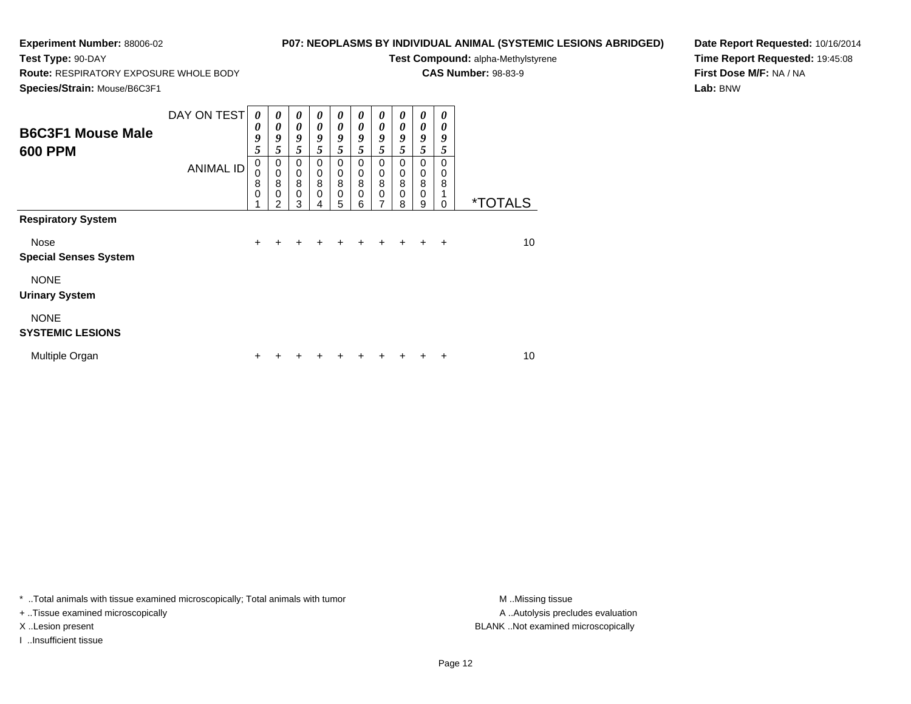**Experiment Number:** 88006-02

**Test Type:** 90-DAY

**Route:** RESPIRATORY EXPOSURE WHOLE BODY

**Species/Strain:** Mouse/B6C3F1

**P07: NEOPLASMS BY INDIVIDUAL ANIMAL (SYSTEMIC LESIONS ABRIDGED)**

**Test Compound:** alpha-Methylstyrene

**CAS Number:** 98-83-9

**Date Report Requested:** 10/16/2014

**Time Report Requested:** 19:45:08

**First Dose M/F:** NA / NA

**Lab:** BNW

## B6C3F1 Mouse Male 600 PPM

| DAY ON TEST | 0095 | 0095 | 0095 | 0095 | 0095 | 0095 | 0095 | 0095 | 0095 | 0095 | |
|---|---|---|---|---|---|---|---|---|---|---|---|
| ANIMAL ID | 00801 | 00802 | 00803 | 00804 | 00805 | 00806 | 00807 | 00808 | 00809 | 00810 | *TOTALS |
| **Respiratory System** | | | | | | | | | | | |
| Nose | + | + | + | + | + | + | + | + | + | + | 10 |
| **Special Senses System** | | | | | | | | | | | |
| NONE | | | | | | | | | | | |
| **Urinary System** | | | | | | | | | | | |
| NONE | | | | | | | | | | | |
| **SYSTEMIC LESIONS** | | | | | | | | | | | |
| Multiple Organ | + | + | + | + | + | + | + | + | + | + | 10 |

* ..Total animals with tissue examined microscopically; Total animals with tumor

+ ..Tissue examined microscopically

X ..Lesion present

I ..Insufficient tissue

M ..Missing tissue

A ..Autolysis precludes evaluation

BLANK ..Not examined microscopically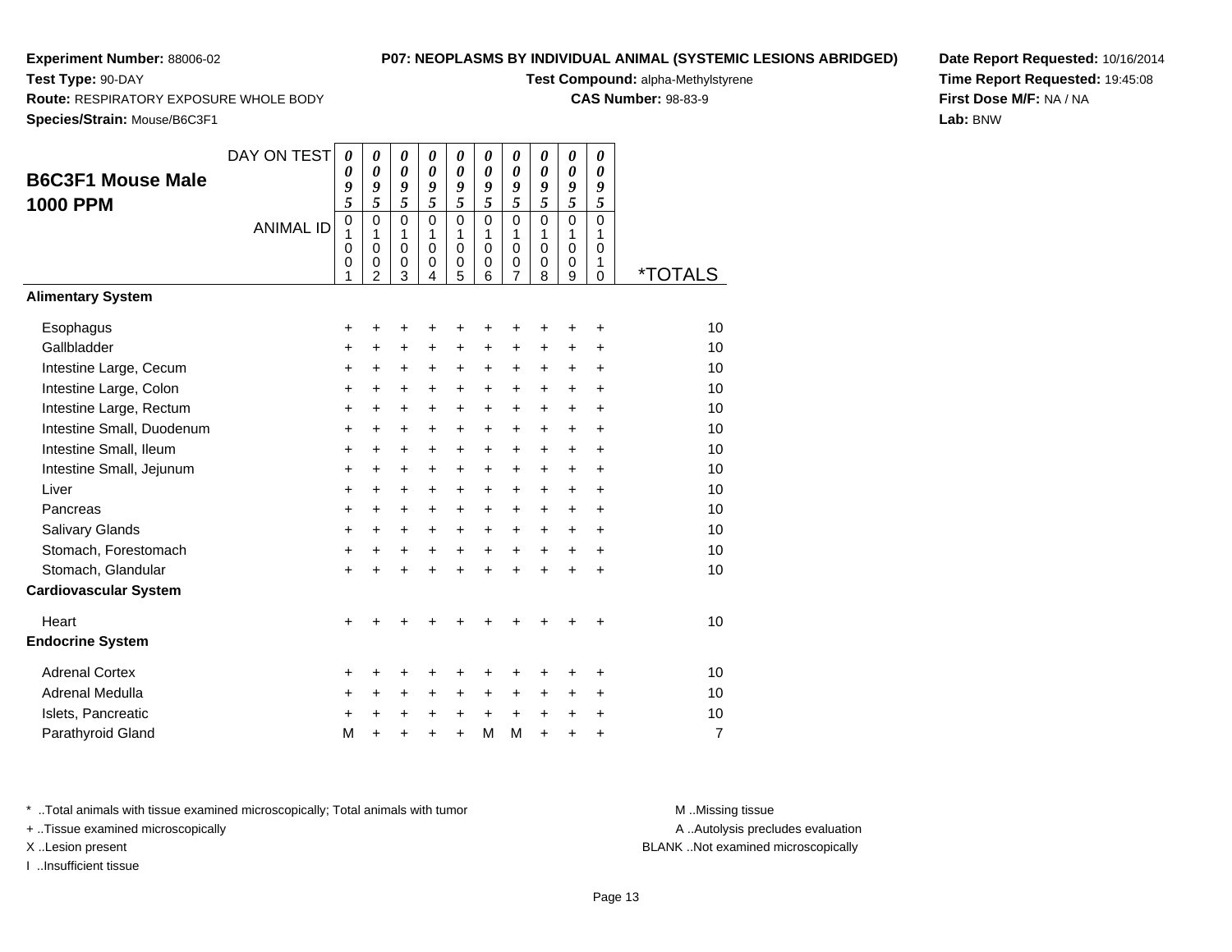**Experiment Number:** 88006-02
**Test Type:** 90-DAY
**Route:** RESPIRATORY EXPOSURE WHOLE BODY
**Species/Strain:** Mouse/B6C3F1

**P07: NEOPLASMS BY INDIVIDUAL ANIMAL (SYSTEMIC LESIONS ABRIDGED)**
**Test Compound:** alpha-Methylstyrene
**CAS Number:** 98-83-9

**Date Report Requested:** 10/16/2014
**Time Report Requested:** 19:45:08
**First Dose M/F:** NA / NA
**Lab:** BNW

## B6C3F1 Mouse Male 1000 PPM

| DAY ON TEST | 0095 | 0095 | 0095 | 0095 | 0095 | 0095 | 0095 | 0095 | 0095 | 0095 | |
|---|---|---|---|---|---|---|---|---|---|---|---|
| ANIMAL ID | 01001 | 01002 | 01003 | 01004 | 01005 | 01006 | 01007 | 01008 | 01009 | 01010 | *TOTALS |
| **Alimentary System** | | | | | | | | | | | |
| Esophagus | + | + | + | + | + | + | + | + | + | + | 10 |
| Gallbladder | + | + | + | + | + | + | + | + | + | + | 10 |
| Intestine Large, Cecum | + | + | + | + | + | + | + | + | + | + | 10 |
| Intestine Large, Colon | + | + | + | + | + | + | + | + | + | + | 10 |
| Intestine Large, Rectum | + | + | + | + | + | + | + | + | + | + | 10 |
| Intestine Small, Duodenum | + | + | + | + | + | + | + | + | + | + | 10 |
| Intestine Small, Ileum | + | + | + | + | + | + | + | + | + | + | 10 |
| Intestine Small, Jejunum | + | + | + | + | + | + | + | + | + | + | 10 |
| Liver | + | + | + | + | + | + | + | + | + | + | 10 |
| Pancreas | + | + | + | + | + | + | + | + | + | + | 10 |
| Salivary Glands | + | + | + | + | + | + | + | + | + | + | 10 |
| Stomach, Forestomach | + | + | + | + | + | + | + | + | + | + | 10 |
| Stomach, Glandular | + | + | + | + | + | + | + | + | + | + | 10 |
| **Cardiovascular System** | | | | | | | | | | | |
| Heart | + | + | + | + | + | + | + | + | + | + | 10 |
| **Endocrine System** | | | | | | | | | | | |
| Adrenal Cortex | + | + | + | + | + | + | + | + | + | + | 10 |
| Adrenal Medulla | + | + | + | + | + | + | + | + | + | + | 10 |
| Islets, Pancreatic | + | + | + | + | + | + | + | + | + | + | 10 |
| Parathyroid Gland | M | + | + | + | + | M | M | + | + | + | 7 |

* ..Total animals with tissue examined microscopically; Total animals with tumor
+ ..Tissue examined microscopically
X ..Lesion present
I ..Insufficient tissue

M ..Missing tissue
A ..Autolysis precludes evaluation
BLANK ..Not examined microscopically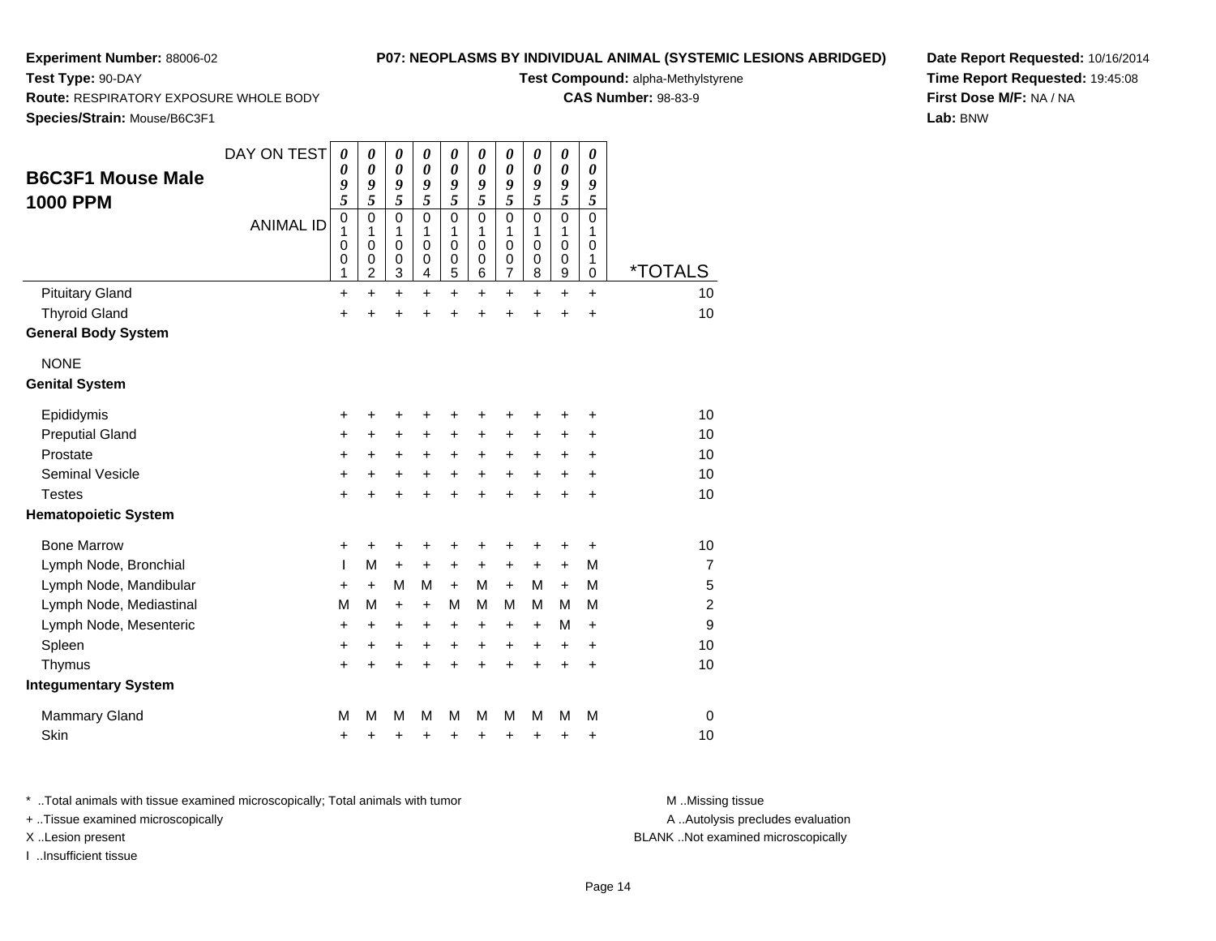**Experiment Number:** 88006-02
**Test Type:** 90-DAY
**Route:** RESPIRATORY EXPOSURE WHOLE BODY
**Species/Strain:** Mouse/B6C3F1

**P07: NEOPLASMS BY INDIVIDUAL ANIMAL (SYSTEMIC LESIONS ABRIDGED)**
**Test Compound:** alpha-Methylstyrene
**CAS Number:** 98-83-9

**Date Report Requested:** 10/16/2014
**Time Report Requested:** 19:45:08
**First Dose M/F:** NA / NA
**Lab:** BNW

## B6C3F1 Mouse Male 1000 PPM

| DAY ON TEST | 0095 | 0095 | 0095 | 0095 | 0095 | 0095 | 0095 | 0095 | 0095 | 0095 | |
|---|---|---|---|---|---|---|---|---|---|---|---|
| ANIMAL ID | 01001 | 01002 | 01003 | 01004 | 01005 | 01006 | 01007 | 01008 | 01009 | 01010 | *TOTALS |
| Pituitary Gland | + | + | + | + | + | + | + | + | + | + | 10 |
| Thyroid Gland | + | + | + | + | + | + | + | + | + | + | 10 |
| **General Body System** | | | | | | | | | | | |
| NONE | | | | | | | | | | | |
| **Genital System** | | | | | | | | | | | |
| Epididymis | + | + | + | + | + | + | + | + | + | + | 10 |
| Preputial Gland | + | + | + | + | + | + | + | + | + | + | 10 |
| Prostate | + | + | + | + | + | + | + | + | + | + | 10 |
| Seminal Vesicle | + | + | + | + | + | + | + | + | + | + | 10 |
| Testes | + | + | + | + | + | + | + | + | + | + | 10 |
| **Hematopoietic System** | | | | | | | | | | | |
| Bone Marrow | + | + | + | + | + | + | + | + | + | + | 10 |
| Lymph Node, Bronchial | I | M | + | + | + | + | + | + | + | M | 7 |
| Lymph Node, Mandibular | + | + | M | M | + | M | + | M | + | M | 5 |
| Lymph Node, Mediastinal | M | M | + | + | M | M | M | M | M | M | 2 |
| Lymph Node, Mesenteric | + | + | + | + | + | + | + | + | M | + | 9 |
| Spleen | + | + | + | + | + | + | + | + | + | + | 10 |
| Thymus | + | + | + | + | + | + | + | + | + | + | 10 |
| **Integumentary System** | | | | | | | | | | | |
| Mammary Gland | M | M | M | M | M | M | M | M | M | M | 0 |
| Skin | + | + | + | + | + | + | + | + | + | + | 10 |

* ..Total animals with tissue examined microscopically; Total animals with tumor
+ ..Tissue examined microscopically
X ..Lesion present
I ..Insufficient tissue

M ..Missing tissue
A ..Autolysis precludes evaluation
BLANK ..Not examined microscopically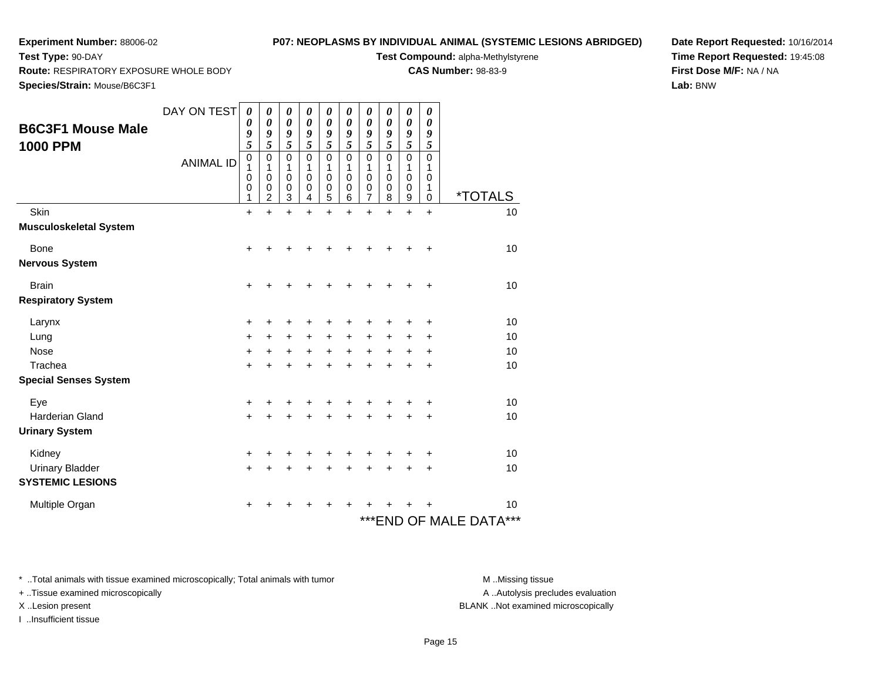**Experiment Number:** 88006-02
**Test Type:** 90-DAY
**Route:** RESPIRATORY EXPOSURE WHOLE BODY
**Species/Strain:** Mouse/B6C3F1

**P07: NEOPLASMS BY INDIVIDUAL ANIMAL (SYSTEMIC LESIONS ABRIDGED)**
**Test Compound:** alpha-Methylstyrene
**CAS Number:** 98-83-9

**Date Report Requested:** 10/16/2014
**Time Report Requested:** 19:45:08
**First Dose M/F:** NA / NA
**Lab:** BNW

## B6C3F1 Mouse Male 1000 PPM

| DAY ON TEST | 0095 | 0095 | 0095 | 0095 | 0095 | 0095 | 0095 | 0095 | 0095 | 0095 | |
|---|---|---|---|---|---|---|---|---|---|---|---|
| ANIMAL ID | 01001 | 01002 | 01003 | 01004 | 01005 | 01006 | 01007 | 01008 | 01009 | 01010 | *TOTALS |
| Skin | + | + | + | + | + | + | + | + | + | + | 10 |
| **Musculoskeletal System** | | | | | | | | | | | |
| Bone | + | + | + | + | + | + | + | + | + | + | 10 |
| **Nervous System** | | | | | | | | | | | |
| Brain | + | + | + | + | + | + | + | + | + | + | 10 |
| **Respiratory System** | | | | | | | | | | | |
| Larynx | + | + | + | + | + | + | + | + | + | + | 10 |
| Lung | + | + | + | + | + | + | + | + | + | + | 10 |
| Nose | + | + | + | + | + | + | + | + | + | + | 10 |
| Trachea | + | + | + | + | + | + | + | + | + | + | 10 |
| **Special Senses System** | | | | | | | | | | | |
| Eye | + | + | + | + | + | + | + | + | + | + | 10 |
| Harderian Gland | + | + | + | + | + | + | + | + | + | + | 10 |
| **Urinary System** | | | | | | | | | | | |
| Kidney | + | + | + | + | + | + | + | + | + | + | 10 |
| Urinary Bladder | + | + | + | + | + | + | + | + | + | + | 10 |
| **SYSTEMIC LESIONS** | | | | | | | | | | | |
| Multiple Organ | + | + | + | + | + | + | + | + | + | + | 10 |

***END OF MALE DATA***

* ..Total animals with tissue examined microscopically; Total animals with tumor
+ ..Tissue examined microscopically
X ..Lesion present
I ..Insufficient tissue

M ..Missing tissue
A ..Autolysis precludes evaluation
BLANK ..Not examined microscopically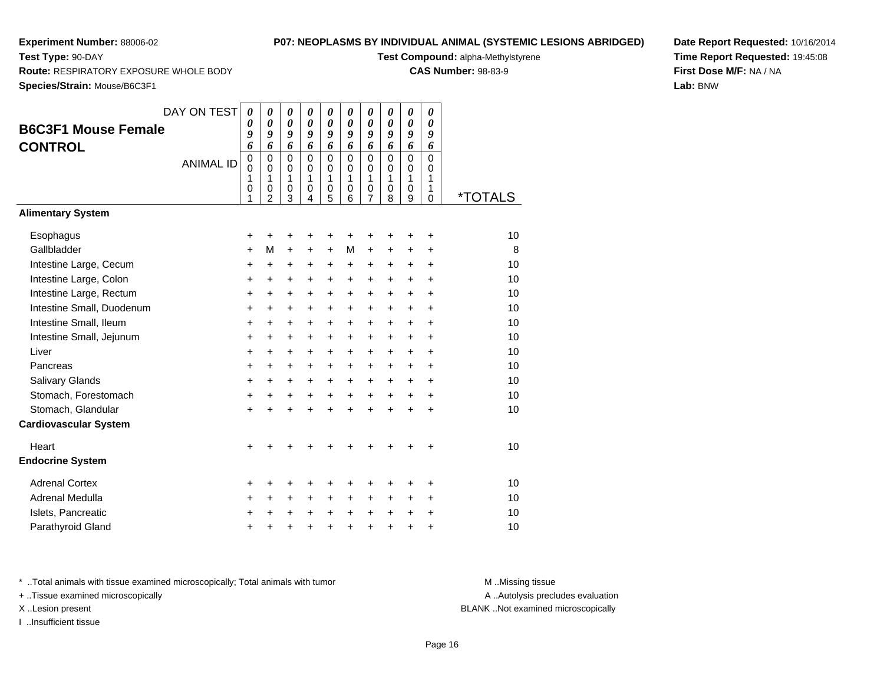**Experiment Number:** 88006-02
**Test Type:** 90-DAY
**Route:** RESPIRATORY EXPOSURE WHOLE BODY
**Species/Strain:** Mouse/B6C3F1

**P07: NEOPLASMS BY INDIVIDUAL ANIMAL (SYSTEMIC LESIONS ABRIDGED)**
**Test Compound:** alpha-Methylstyrene
**CAS Number:** 98-83-9

**Date Report Requested:** 10/16/2014
**Time Report Requested:** 19:45:08
**First Dose M/F:** NA / NA
**Lab:** BNW

## B6C3F1 Mouse Female CONTROL

| DAY ON TEST | 0096 | 0096 | 0096 | 0096 | 0096 | 0096 | 0096 | 0096 | 0096 | 0096 | |
|---|---|---|---|---|---|---|---|---|---|---|---|
| **ANIMAL ID** | 00101 | 00102 | 00103 | 00104 | 00105 | 00106 | 00107 | 00108 | 00109 | 00110 | ***TOTALS** |
| **Alimentary System** | | | | | | | | | | | |
| Esophagus | + | + | + | + | + | + | + | + | + | + | 10 |
| Gallbladder | + | M | + | + | + | M | + | + | + | + | 8 |
| Intestine Large, Cecum | + | + | + | + | + | + | + | + | + | + | 10 |
| Intestine Large, Colon | + | + | + | + | + | + | + | + | + | + | 10 |
| Intestine Large, Rectum | + | + | + | + | + | + | + | + | + | + | 10 |
| Intestine Small, Duodenum | + | + | + | + | + | + | + | + | + | + | 10 |
| Intestine Small, Ileum | + | + | + | + | + | + | + | + | + | + | 10 |
| Intestine Small, Jejunum | + | + | + | + | + | + | + | + | + | + | 10 |
| Liver | + | + | + | + | + | + | + | + | + | + | 10 |
| Pancreas | + | + | + | + | + | + | + | + | + | + | 10 |
| Salivary Glands | + | + | + | + | + | + | + | + | + | + | 10 |
| Stomach, Forestomach | + | + | + | + | + | + | + | + | + | + | 10 |
| Stomach, Glandular | + | + | + | + | + | + | + | + | + | + | 10 |
| **Cardiovascular System** | | | | | | | | | | | |
| Heart | + | + | + | + | + | + | + | + | + | + | 10 |
| **Endocrine System** | | | | | | | | | | | |
| Adrenal Cortex | + | + | + | + | + | + | + | + | + | + | 10 |
| Adrenal Medulla | + | + | + | + | + | + | + | + | + | + | 10 |
| Islets, Pancreatic | + | + | + | + | + | + | + | + | + | + | 10 |
| Parathyroid Gland | + | + | + | + | + | + | + | + | + | + | 10 |

* ..Total animals with tissue examined microscopically; Total animals with tumor
+ ..Tissue examined microscopically
X ..Lesion present
I ..Insufficient tissue

M ..Missing tissue
A ..Autolysis precludes evaluation
BLANK ..Not examined microscopically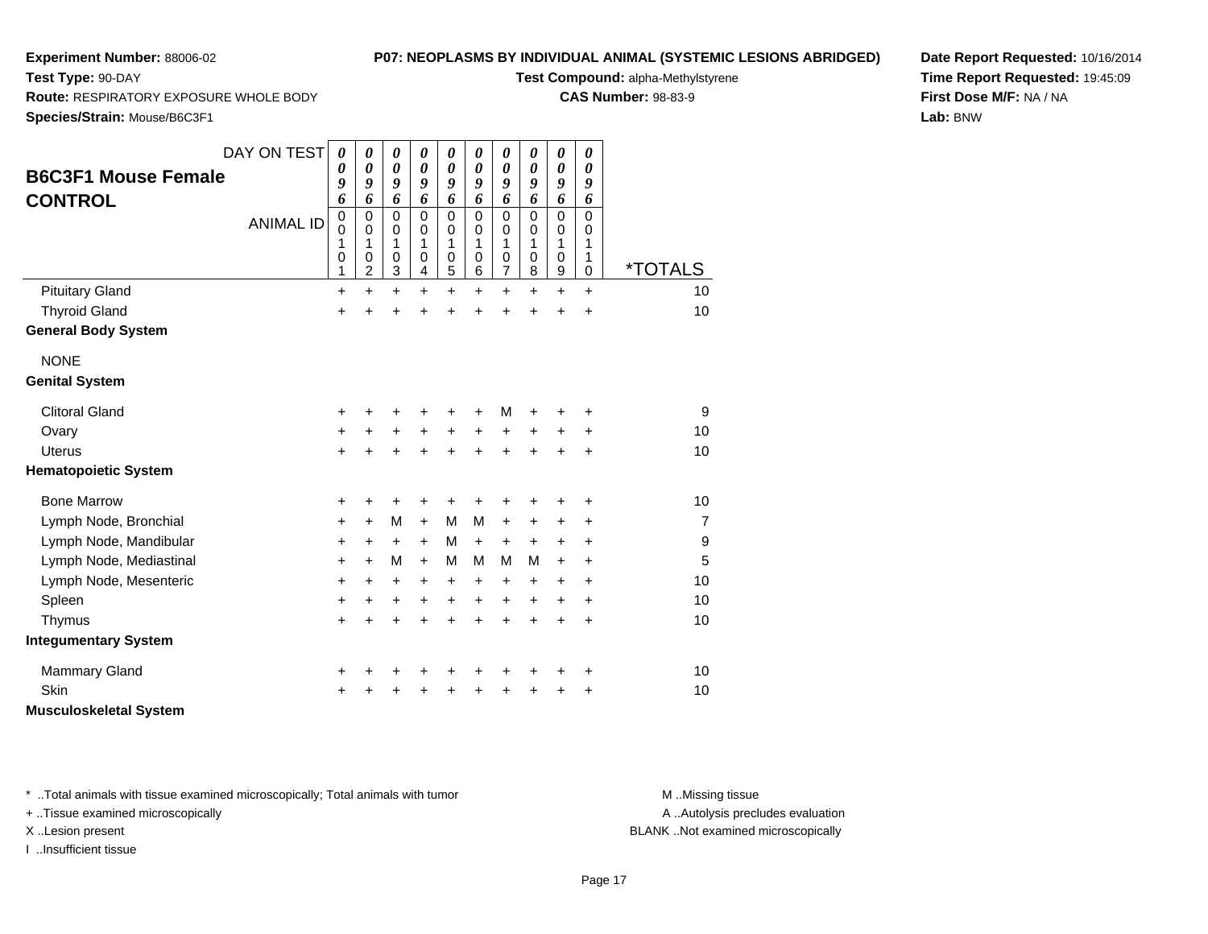**Experiment Number:** 88006-02
**Test Type:** 90-DAY
**Route:** RESPIRATORY EXPOSURE WHOLE BODY
**Species/Strain:** Mouse/B6C3F1

**P07: NEOPLASMS BY INDIVIDUAL ANIMAL (SYSTEMIC LESIONS ABRIDGED)**
**Test Compound:** alpha-Methylstyrene
**CAS Number:** 98-83-9

**Date Report Requested:** 10/16/2014
**Time Report Requested:** 19:45:09
**First Dose M/F:** NA / NA
**Lab:** BNW

## B6C3F1 Mouse Female CONTROL

| DAY ON TEST | 0096 | 0096 | 0096 | 0096 | 0096 | 0096 | 0096 | 0096 | 0096 | 0096 | |
|---|---|---|---|---|---|---|---|---|---|---|---|
| **ANIMAL ID** | 00101 | 00102 | 00103 | 00104 | 00105 | 00106 | 00107 | 00108 | 00109 | 00110 | ***TOTALS** |
| Pituitary Gland | + | + | + | + | + | + | + | + | + | + | 10 |
| Thyroid Gland | + | + | + | + | + | + | + | + | + | + | 10 |
| **General Body System** | | | | | | | | | | | |
| NONE | | | | | | | | | | | |
| **Genital System** | | | | | | | | | | | |
| Clitoral Gland | + | + | + | + | + | + | M | + | + | + | 9 |
| Ovary | + | + | + | + | + | + | + | + | + | + | 10 |
| Uterus | + | + | + | + | + | + | + | + | + | + | 10 |
| **Hematopoietic System** | | | | | | | | | | | |
| Bone Marrow | + | + | + | + | + | + | + | + | + | + | 10 |
| Lymph Node, Bronchial | + | + | M | + | M | M | + | + | + | + | 7 |
| Lymph Node, Mandibular | + | + | + | + | M | + | + | + | + | + | 9 |
| Lymph Node, Mediastinal | + | + | M | + | M | M | M | M | + | + | 5 |
| Lymph Node, Mesenteric | + | + | + | + | + | + | + | + | + | + | 10 |
| Spleen | + | + | + | + | + | + | + | + | + | + | 10 |
| Thymus | + | + | + | + | + | + | + | + | + | + | 10 |
| **Integumentary System** | | | | | | | | | | | |
| Mammary Gland | + | + | + | + | + | + | + | + | + | + | 10 |
| Skin | + | + | + | + | + | + | + | + | + | + | 10 |
| **Musculoskeletal System** | | | | | | | | | | | |

\* ..Total animals with tissue examined microscopically; Total animals with tumor
\+ ..Tissue examined microscopically
X ..Lesion present
I ..Insufficient tissue

M ..Missing tissue
A ..Autolysis precludes evaluation
BLANK ..Not examined microscopically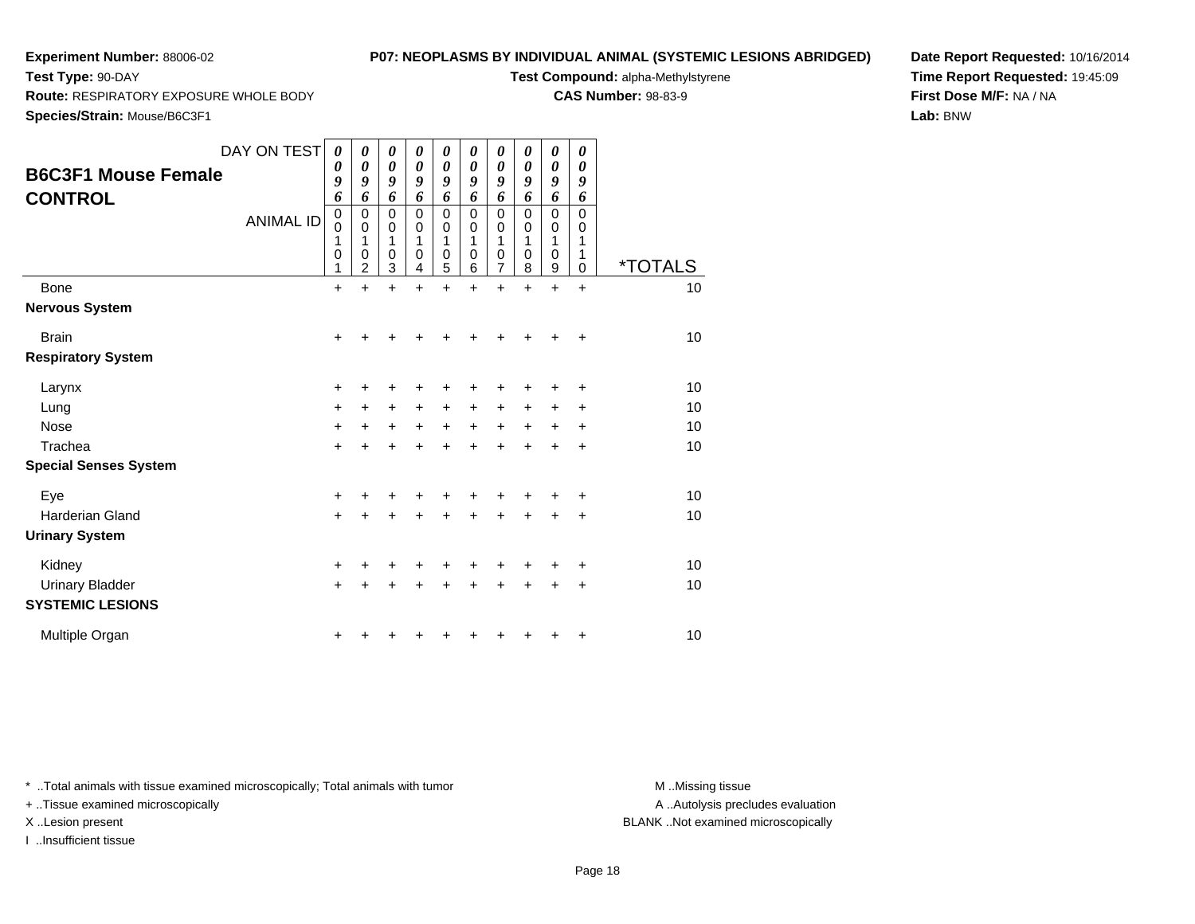**Experiment Number:** 88006-02
**Test Type:** 90-DAY
**Route:** RESPIRATORY EXPOSURE WHOLE BODY
**Species/Strain:** Mouse/B6C3F1

**P07: NEOPLASMS BY INDIVIDUAL ANIMAL (SYSTEMIC LESIONS ABRIDGED)**
**Test Compound:** alpha-Methylstyrene
**CAS Number:** 98-83-9

**Date Report Requested:** 10/16/2014
**Time Report Requested:** 19:45:09
**First Dose M/F:** NA / NA
**Lab:** BNW

## B6C3F1 Mouse Female CONTROL

| DAY ON TEST | 0096 | 0096 | 0096 | 0096 | 0096 | 0096 | 0096 | 0096 | 0096 | 0096 | |
|---|---|---|---|---|---|---|---|---|---|---|---|
| ANIMAL ID | 00101 | 00102 | 00103 | 00104 | 00105 | 00106 | 00107 | 00108 | 00109 | 00110 | *TOTALS |
| Bone | + | + | + | + | + | + | + | + | + | + | 10 |
| **Nervous System** | | | | | | | | | | | |
| Brain | + | + | + | + | + | + | + | + | + | + | 10 |
| **Respiratory System** | | | | | | | | | | | |
| Larynx | + | + | + | + | + | + | + | + | + | + | 10 |
| Lung | + | + | + | + | + | + | + | + | + | + | 10 |
| Nose | + | + | + | + | + | + | + | + | + | + | 10 |
| Trachea | + | + | + | + | + | + | + | + | + | + | 10 |
| **Special Senses System** | | | | | | | | | | | |
| Eye | + | + | + | + | + | + | + | + | + | + | 10 |
| Harderian Gland | + | + | + | + | + | + | + | + | + | + | 10 |
| **Urinary System** | | | | | | | | | | | |
| Kidney | + | + | + | + | + | + | + | + | + | + | 10 |
| Urinary Bladder | + | + | + | + | + | + | + | + | + | + | 10 |
| **SYSTEMIC LESIONS** | | | | | | | | | | | |
| Multiple Organ | + | + | + | + | + | + | + | + | + | + | 10 |

* ..Total animals with tissue examined microscopically; Total animals with tumor
+ ..Tissue examined microscopically
X ..Lesion present
I ..Insufficient tissue

M ..Missing tissue
A ..Autolysis precludes evaluation
BLANK ..Not examined microscopically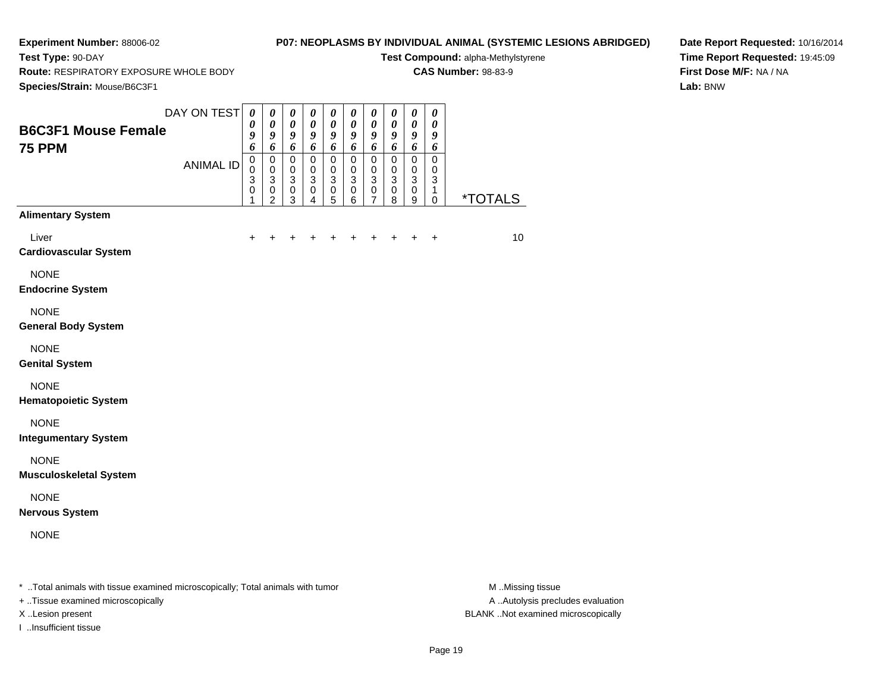**Experiment Number:** 88006-02
**Test Type:** 90-DAY
**Route:** RESPIRATORY EXPOSURE WHOLE BODY
**Species/Strain:** Mouse/B6C3F1

**P07: NEOPLASMS BY INDIVIDUAL ANIMAL (SYSTEMIC LESIONS ABRIDGED)**
**Test Compound:** alpha-Methylstyrene
**CAS Number:** 98-83-9

**Date Report Requested:** 10/16/2014
**Time Report Requested:** 19:45:09
**First Dose M/F:** NA / NA
**Lab:** BNW

## B6C3F1 Mouse Female
## 75 PPM

| DAY ON TEST | 0096 | 0096 | 0096 | 0096 | 0096 | 0096 | 0096 | 0096 | 0096 | 0096 | |
|---|---|---|---|---|---|---|---|---|---|---|---|
| ANIMAL ID | 00301 | 00302 | 00303 | 00304 | 00305 | 00306 | 00307 | 00308 | 00309 | 00310 | *TOTALS |
| **Alimentary System** | | | | | | | | | | | |
| Liver | + | + | + | + | + | + | + | + | + | + | 10 |
| **Cardiovascular System** | | | | | | | | | | | |
| NONE | | | | | | | | | | | |
| **Endocrine System** | | | | | | | | | | | |
| NONE | | | | | | | | | | | |
| **General Body System** | | | | | | | | | | | |
| NONE | | | | | | | | | | | |
| **Genital System** | | | | | | | | | | | |
| NONE | | | | | | | | | | | |
| **Hematopoietic System** | | | | | | | | | | | |
| NONE | | | | | | | | | | | |
| **Integumentary System** | | | | | | | | | | | |
| NONE | | | | | | | | | | | |
| **Musculoskeletal System** | | | | | | | | | | | |
| NONE | | | | | | | | | | | |
| **Nervous System** | | | | | | | | | | | |
| NONE | | | | | | | | | | | |

* ..Total animals with tissue examined microscopically; Total animals with tumor
+ ..Tissue examined microscopically
X ..Lesion present
I ..Insufficient tissue

M ..Missing tissue
A ..Autolysis precludes evaluation
BLANK ..Not examined microscopically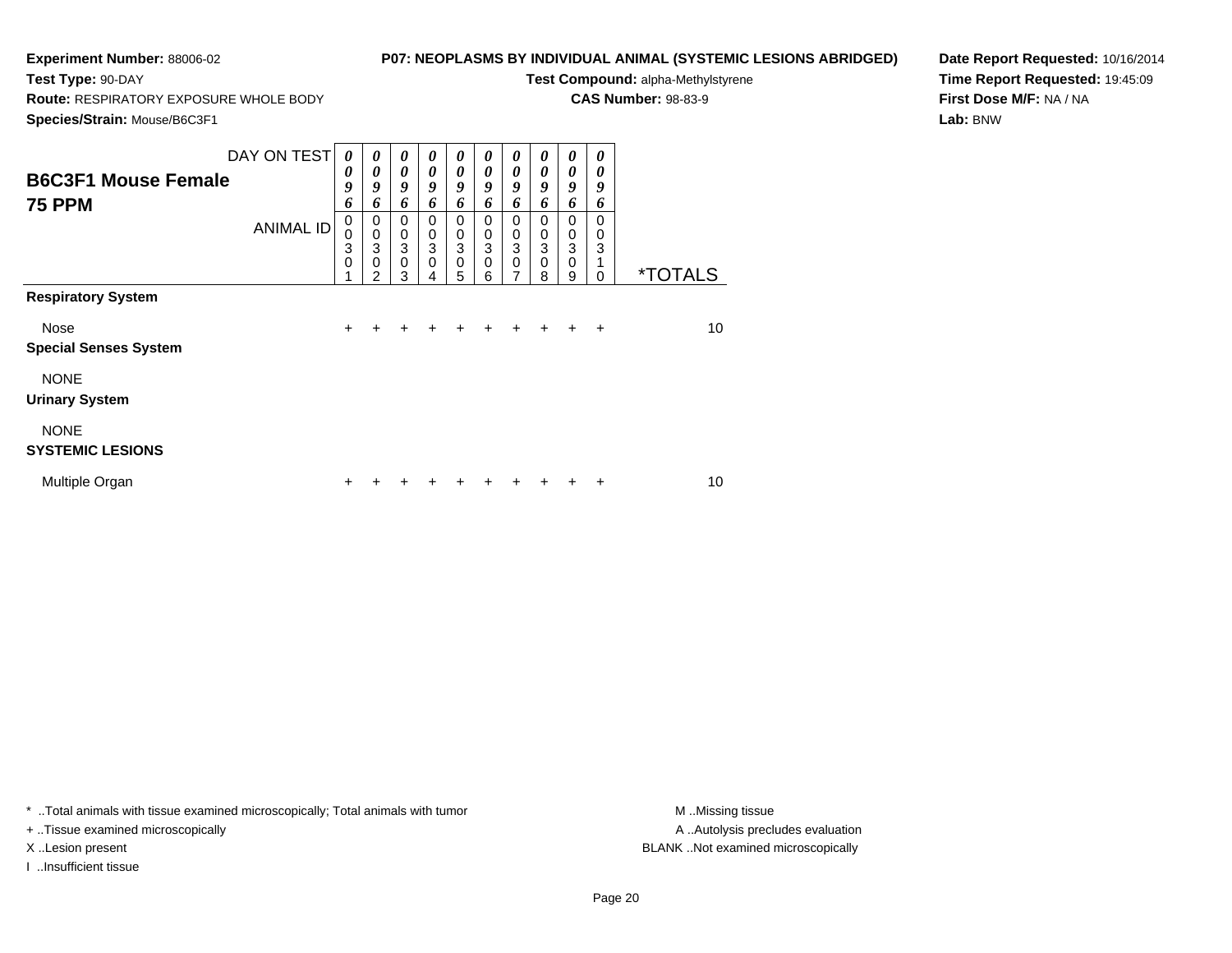**Experiment Number:** 88006-02
**Test Type:** 90-DAY
**Route:** RESPIRATORY EXPOSURE WHOLE BODY
**Species/Strain:** Mouse/B6C3F1

**P07: NEOPLASMS BY INDIVIDUAL ANIMAL (SYSTEMIC LESIONS ABRIDGED)**
**Test Compound:** alpha-Methylstyrene
**CAS Number:** 98-83-9

**Date Report Requested:** 10/16/2014
**Time Report Requested:** 19:45:09
**First Dose M/F:** NA / NA
**Lab:** BNW

## B6C3F1 Mouse Female
## 75 PPM

| DAY ON TEST | 0096 | 0096 | 0096 | 0096 | 0096 | 0096 | 0096 | 0096 | 0096 | 0096 | |
|---|---|---|---|---|---|---|---|---|---|---|---|
| ANIMAL ID | 00301 | 00302 | 00303 | 00304 | 00305 | 00306 | 00307 | 00308 | 00309 | 00310 | *TOTALS |
| **Respiratory System** | | | | | | | | | | | |
| Nose | + | + | + | + | + | + | + | + | + | + | 10 |
| **Special Senses System** | | | | | | | | | | | |
| NONE | | | | | | | | | | | |
| **Urinary System** | | | | | | | | | | | |
| NONE | | | | | | | | | | | |
| **SYSTEMIC LESIONS** | | | | | | | | | | | |
| Multiple Organ | + | + | + | + | + | + | + | + | + | + | 10 |

* ..Total animals with tissue examined microscopically; Total animals with tumor
+ ..Tissue examined microscopically
X ..Lesion present
I ..Insufficient tissue

M ..Missing tissue
A ..Autolysis precludes evaluation
BLANK ..Not examined microscopically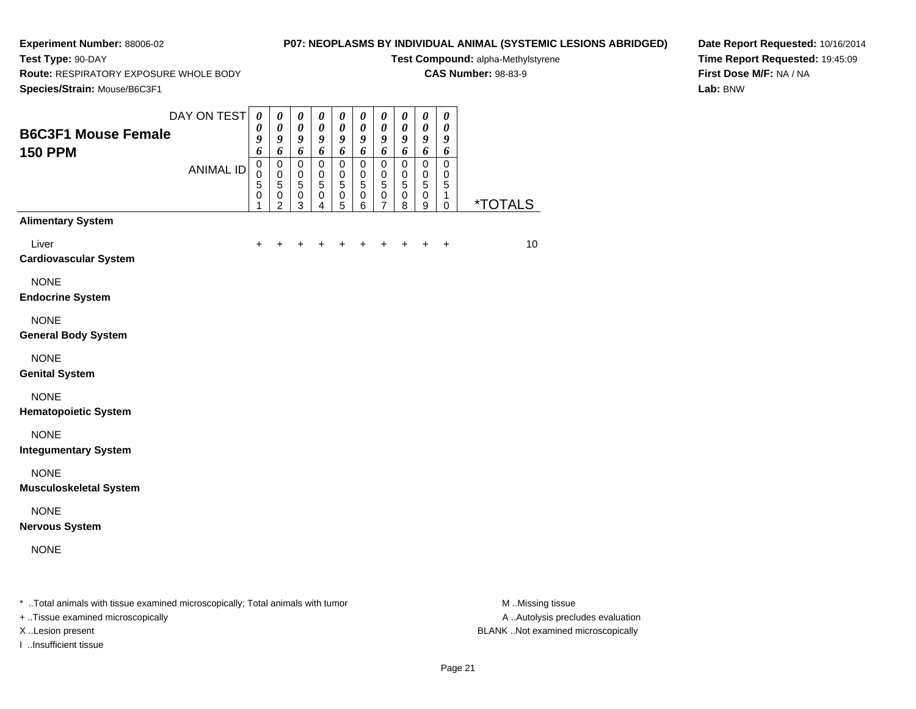**Experiment Number:** 88006-02
**Test Type:** 90-DAY
**Route:** RESPIRATORY EXPOSURE WHOLE BODY
**Species/Strain:** Mouse/B6C3F1

**P07: NEOPLASMS BY INDIVIDUAL ANIMAL (SYSTEMIC LESIONS ABRIDGED)**
**Test Compound:** alpha-Methylstyrene
**CAS Number:** 98-83-9

**Date Report Requested:** 10/16/2014
**Time Report Requested:** 19:45:09
**First Dose M/F:** NA / NA
**Lab:** BNW

## B6C3F1 Mouse Female
## 150 PPM

| DAY ON TEST | 0096 | 0096 | 0096 | 0096 | 0096 | 0096 | 0096 | 0096 | 0096 | 0096 | |
|---|---|---|---|---|---|---|---|---|---|---|---|
| ANIMAL ID | 00501 | 00502 | 00503 | 00504 | 00505 | 00506 | 00507 | 00508 | 00509 | 00510 | *TOTALS |
| **Alimentary System** | | | | | | | | | | | |
| Liver | + | + | + | + | + | + | + | + | + | + | 10 |
| **Cardiovascular System** | | | | | | | | | | | |
| NONE | | | | | | | | | | | |
| **Endocrine System** | | | | | | | | | | | |
| NONE | | | | | | | | | | | |
| **General Body System** | | | | | | | | | | | |
| NONE | | | | | | | | | | | |
| **Genital System** | | | | | | | | | | | |
| NONE | | | | | | | | | | | |
| **Hematopoietic System** | | | | | | | | | | | |
| NONE | | | | | | | | | | | |
| **Integumentary System** | | | | | | | | | | | |
| NONE | | | | | | | | | | | |
| **Musculoskeletal System** | | | | | | | | | | | |
| NONE | | | | | | | | | | | |
| **Nervous System** | | | | | | | | | | | |
| NONE | | | | | | | | | | | |

\* ..Total animals with tissue examined microscopically; Total animals with tumor
+ ..Tissue examined microscopically
X ..Lesion present
I ..Insufficient tissue

M ..Missing tissue
A ..Autolysis precludes evaluation
BLANK ..Not examined microscopically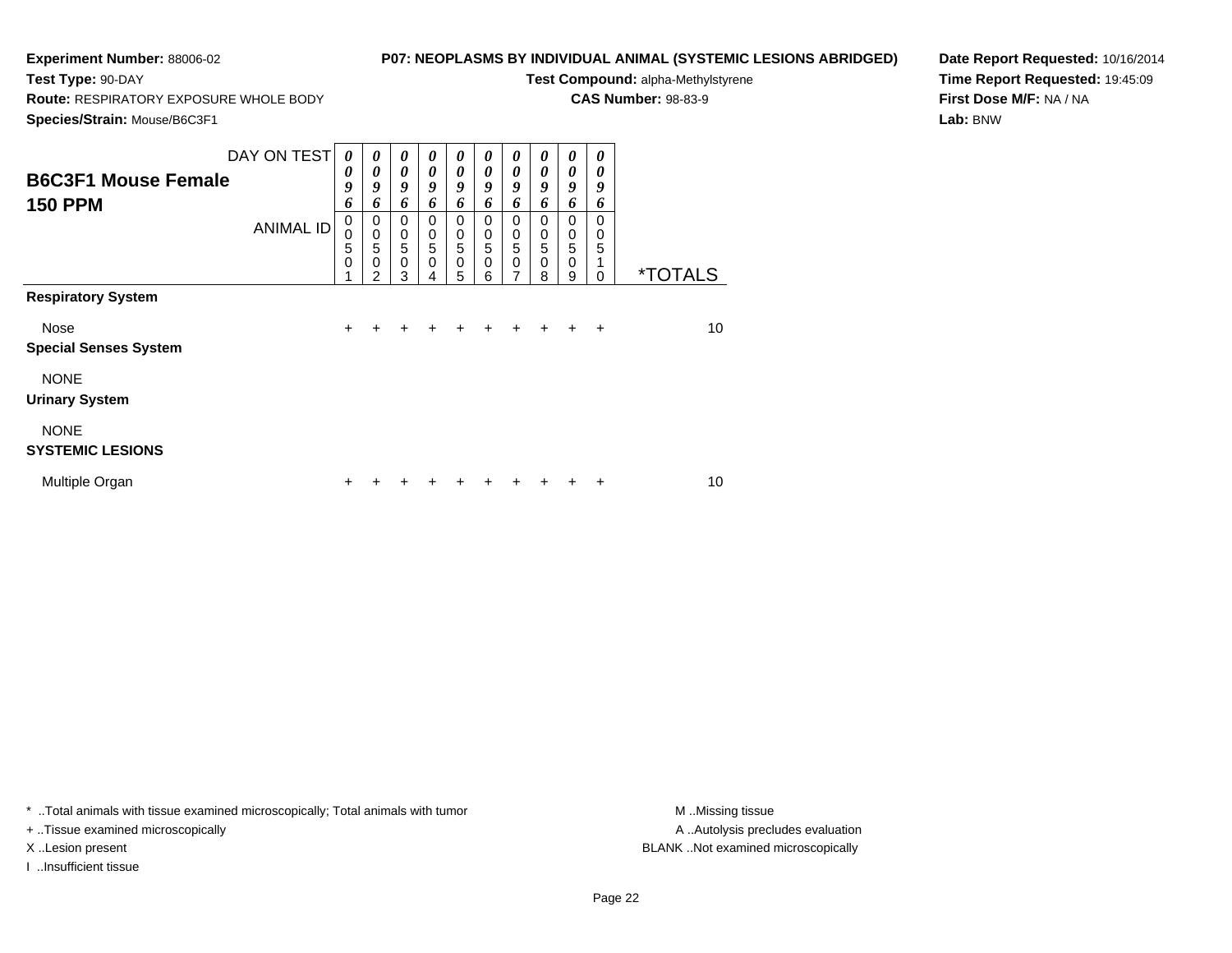**Experiment Number:** 88006-02
**Test Type:** 90-DAY
**Route:** RESPIRATORY EXPOSURE WHOLE BODY
**Species/Strain:** Mouse/B6C3F1

**P07: NEOPLASMS BY INDIVIDUAL ANIMAL (SYSTEMIC LESIONS ABRIDGED)**
**Test Compound:** alpha-Methylstyrene
**CAS Number:** 98-83-9

**Date Report Requested:** 10/16/2014
**Time Report Requested:** 19:45:09
**First Dose M/F:** NA / NA
**Lab:** BNW

## B6C3F1 Mouse Female
## 150 PPM

| DAY ON TEST | 0096 | 0096 | 0096 | 0096 | 0096 | 0096 | 0096 | 0096 | 0096 | 0096 | |
|---|---|---|---|---|---|---|---|---|---|---|---|
| ANIMAL ID | 00501 | 00502 | 00503 | 00504 | 00505 | 00506 | 00507 | 00508 | 00509 | 00510 | *TOTALS |
| **Respiratory System** | | | | | | | | | | | |
| Nose | + | + | + | + | + | + | + | + | + | + | 10 |
| **Special Senses System** | | | | | | | | | | | |
| NONE | | | | | | | | | | | |
| **Urinary System** | | | | | | | | | | | |
| NONE | | | | | | | | | | | |
| **SYSTEMIC LESIONS** | | | | | | | | | | | |
| Multiple Organ | + | + | + | + | + | + | + | + | + | + | 10 |

* ..Total animals with tissue examined microscopically; Total animals with tumor
+ ..Tissue examined microscopically
X ..Lesion present
I ..Insufficient tissue

M ..Missing tissue
A ..Autolysis precludes evaluation
BLANK ..Not examined microscopically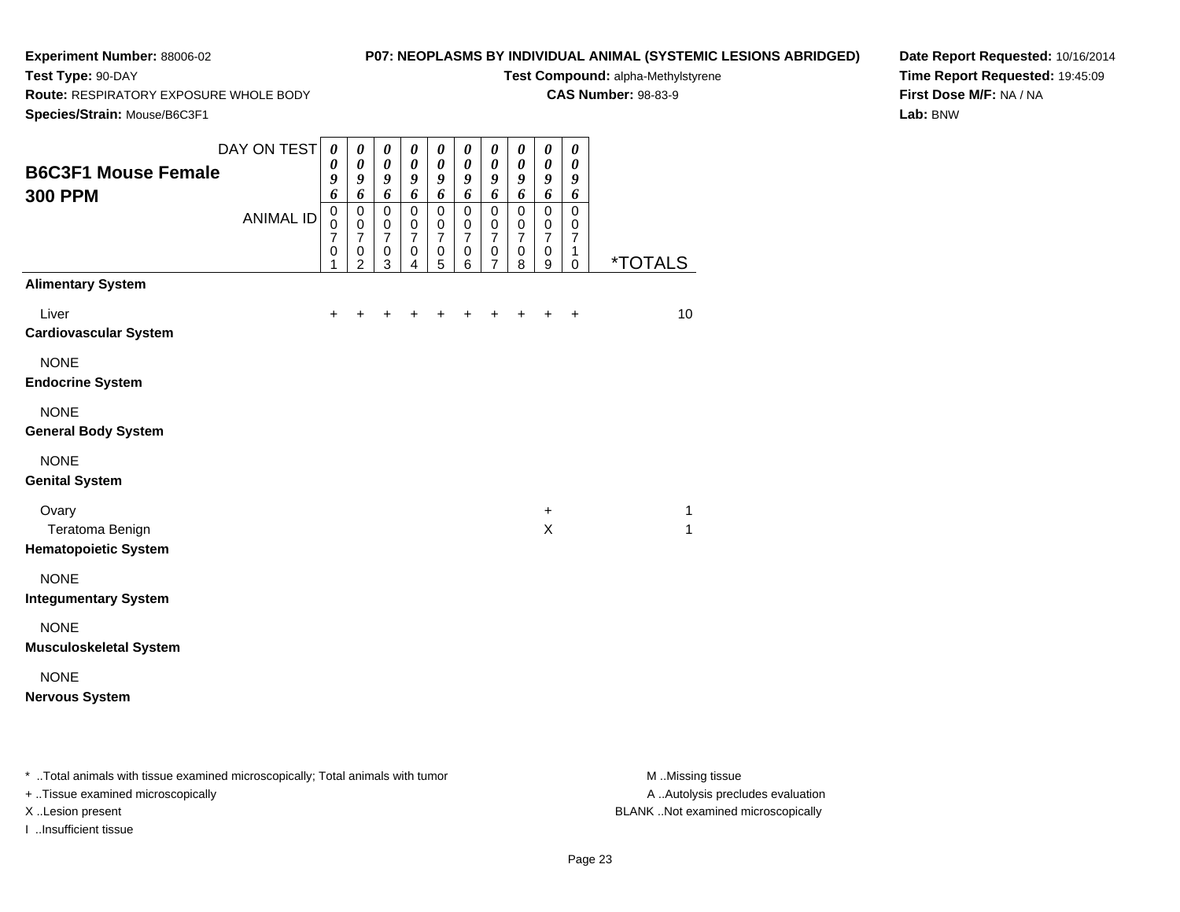**Experiment Number:** 88006-02
**Test Type:** 90-DAY
**Route:** RESPIRATORY EXPOSURE WHOLE BODY
**Species/Strain:** Mouse/B6C3F1

**P07: NEOPLASMS BY INDIVIDUAL ANIMAL (SYSTEMIC LESIONS ABRIDGED)**
**Test Compound:** alpha-Methylstyrene
**CAS Number:** 98-83-9

**Date Report Requested:** 10/16/2014
**Time Report Requested:** 19:45:09
**First Dose M/F:** NA / NA
**Lab:** BNW

## B6C3F1 Mouse Female
## 300 PPM

| DAY ON TEST | 0096 | 0096 | 0096 | 0096 | 0096 | 0096 | 0096 | 0096 | 0096 | 0096 | |
|---|---|---|---|---|---|---|---|---|---|---|---|
| ANIMAL ID | 00701 | 00702 | 00703 | 00704 | 00705 | 00706 | 00707 | 00708 | 00709 | 00710 | *TOTALS |
| **Alimentary System** | | | | | | | | | | | |
| Liver | + | + | + | + | + | + | + | + | + | + | 10 |
| **Cardiovascular System** | | | | | | | | | | | |
| NONE | | | | | | | | | | | |
| **Endocrine System** | | | | | | | | | | | |
| NONE | | | | | | | | | | | |
| **General Body System** | | | | | | | | | | | |
| NONE | | | | | | | | | | | |
| **Genital System** | | | | | | | | | | | |
| Ovary | | | | | | | | | + | | 1 |
| Teratoma Benign | | | | | | | | | X | | 1 |
| **Hematopoietic System** | | | | | | | | | | | |
| NONE | | | | | | | | | | | |
| **Integumentary System** | | | | | | | | | | | |
| NONE | | | | | | | | | | | |
| **Musculoskeletal System** | | | | | | | | | | | |
| NONE | | | | | | | | | | | |
| **Nervous System** | | | | | | | | | | | |

* ..Total animals with tissue examined microscopically; Total animals with tumor
+ ..Tissue examined microscopically
X ..Lesion present
I ..Insufficient tissue

M ..Missing tissue
A ..Autolysis precludes evaluation
BLANK ..Not examined microscopically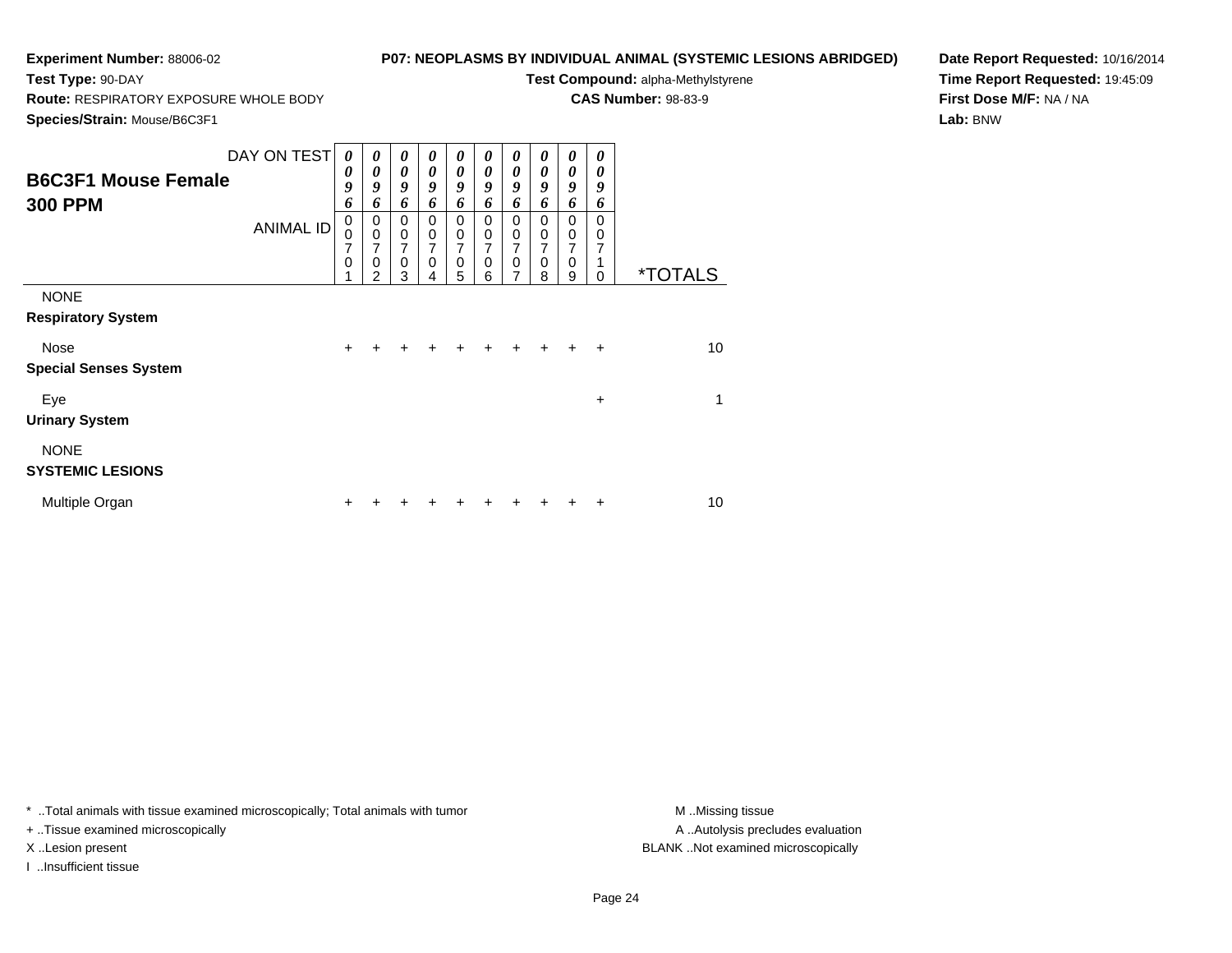**Experiment Number:** 88006-02
**Test Type:** 90-DAY
**Route:** RESPIRATORY EXPOSURE WHOLE BODY
**Species/Strain:** Mouse/B6C3F1

**P07: NEOPLASMS BY INDIVIDUAL ANIMAL (SYSTEMIC LESIONS ABRIDGED)**
**Test Compound:** alpha-Methylstyrene
**CAS Number:** 98-83-9

**Date Report Requested:** 10/16/2014
**Time Report Requested:** 19:45:09
**First Dose M/F:** NA / NA
**Lab:** BNW

## B6C3F1 Mouse Female 300 PPM

| DAY ON TEST | 0096 | 0096 | 0096 | 0096 | 0096 | 0096 | 0096 | 0096 | 0096 | 0096 | |
|---|---|---|---|---|---|---|---|---|---|---|---|
| ANIMAL ID | 00701 | 00702 | 00703 | 00704 | 00705 | 00706 | 00707 | 00708 | 00709 | 00710 | *TOTALS |
| NONE | | | | | | | | | | | |
| **Respiratory System** | | | | | | | | | | | |
| Nose | + | + | + | + | + | + | + | + | + | + | 10 |
| **Special Senses System** | | | | | | | | | | | |
| Eye | | | | | | | | | | + | 1 |
| **Urinary System** | | | | | | | | | | | |
| NONE | | | | | | | | | | | |
| **SYSTEMIC LESIONS** | | | | | | | | | | | |
| Multiple Organ | + | + | + | + | + | + | + | + | + | + | 10 |

* ..Total animals with tissue examined microscopically; Total animals with tumor
+ ..Tissue examined microscopically
X ..Lesion present
I ..Insufficient tissue

M ..Missing tissue
A ..Autolysis precludes evaluation
BLANK ..Not examined microscopically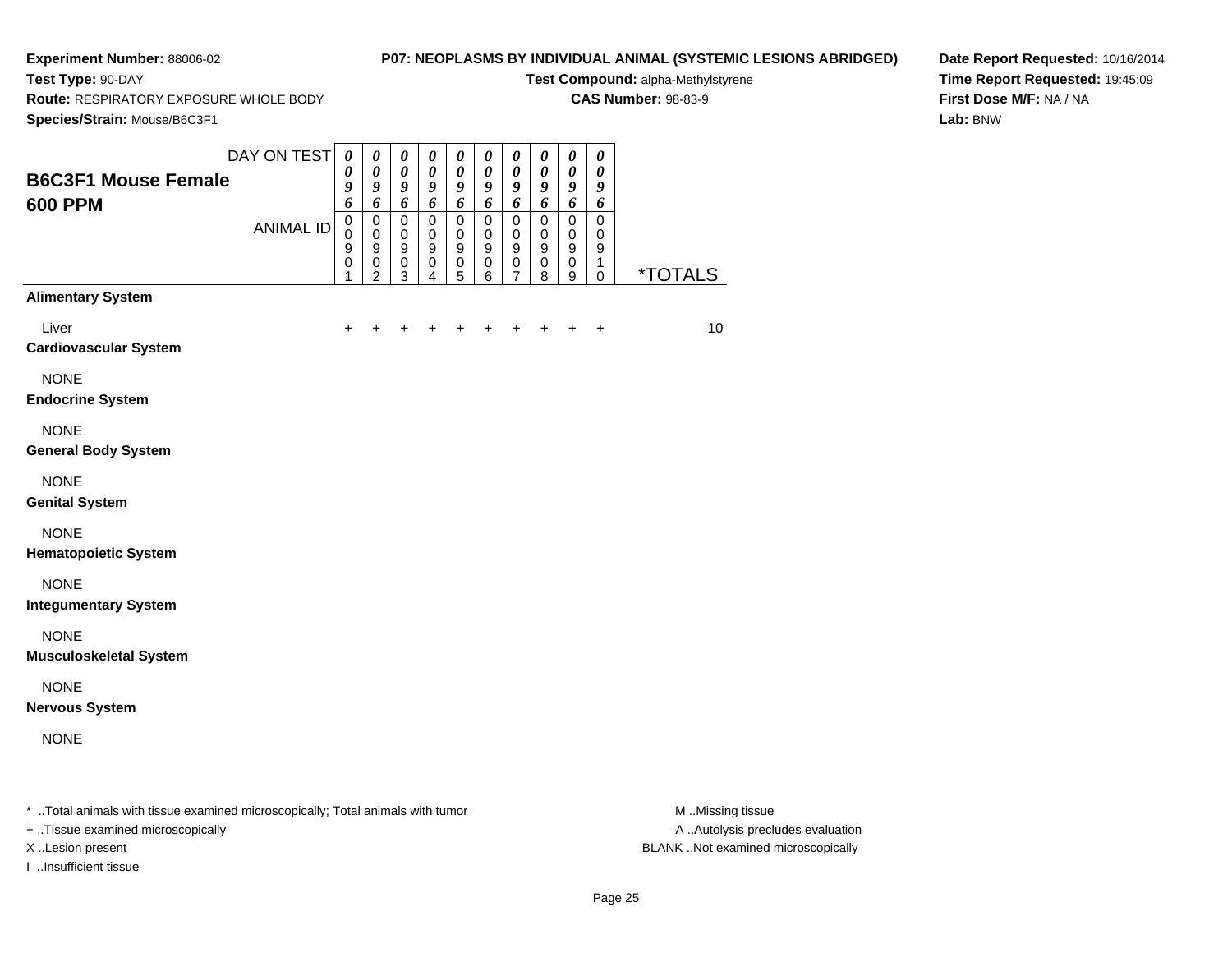**Experiment Number:** 88006-02
**Test Type:** 90-DAY
**Route:** RESPIRATORY EXPOSURE WHOLE BODY
**Species/Strain:** Mouse/B6C3F1

**P07: NEOPLASMS BY INDIVIDUAL ANIMAL (SYSTEMIC LESIONS ABRIDGED)**
**Test Compound:** alpha-Methylstyrene
**CAS Number:** 98-83-9

**Date Report Requested:** 10/16/2014
**Time Report Requested:** 19:45:09
**First Dose M/F:** NA / NA
**Lab:** BNW

## B6C3F1 Mouse Female
## 600 PPM

| DAY ON TEST | 0096 | 0096 | 0096 | 0096 | 0096 | 0096 | 0096 | 0096 | 0096 | 0096 | |
|---|---|---|---|---|---|---|---|---|---|---|---|
| ANIMAL ID | 00901 | 00902 | 00903 | 00904 | 00905 | 00906 | 00907 | 00908 | 00909 | 00910 | *TOTALS |
| **Alimentary System** | | | | | | | | | | | |
| Liver | + | + | + | + | + | + | + | + | + | + | 10 |
| **Cardiovascular System** | | | | | | | | | | | |
| NONE | | | | | | | | | | | |
| **Endocrine System** | | | | | | | | | | | |
| NONE | | | | | | | | | | | |
| **General Body System** | | | | | | | | | | | |
| NONE | | | | | | | | | | | |
| **Genital System** | | | | | | | | | | | |
| NONE | | | | | | | | | | | |
| **Hematopoietic System** | | | | | | | | | | | |
| NONE | | | | | | | | | | | |
| **Integumentary System** | | | | | | | | | | | |
| NONE | | | | | | | | | | | |
| **Musculoskeletal System** | | | | | | | | | | | |
| NONE | | | | | | | | | | | |
| **Nervous System** | | | | | | | | | | | |
| NONE | | | | | | | | | | | |

\* ..Total animals with tissue examined microscopically; Total animals with tumor
+ ..Tissue examined microscopically
X ..Lesion present
I ..Insufficient tissue

M ..Missing tissue
A ..Autolysis precludes evaluation
BLANK ..Not examined microscopically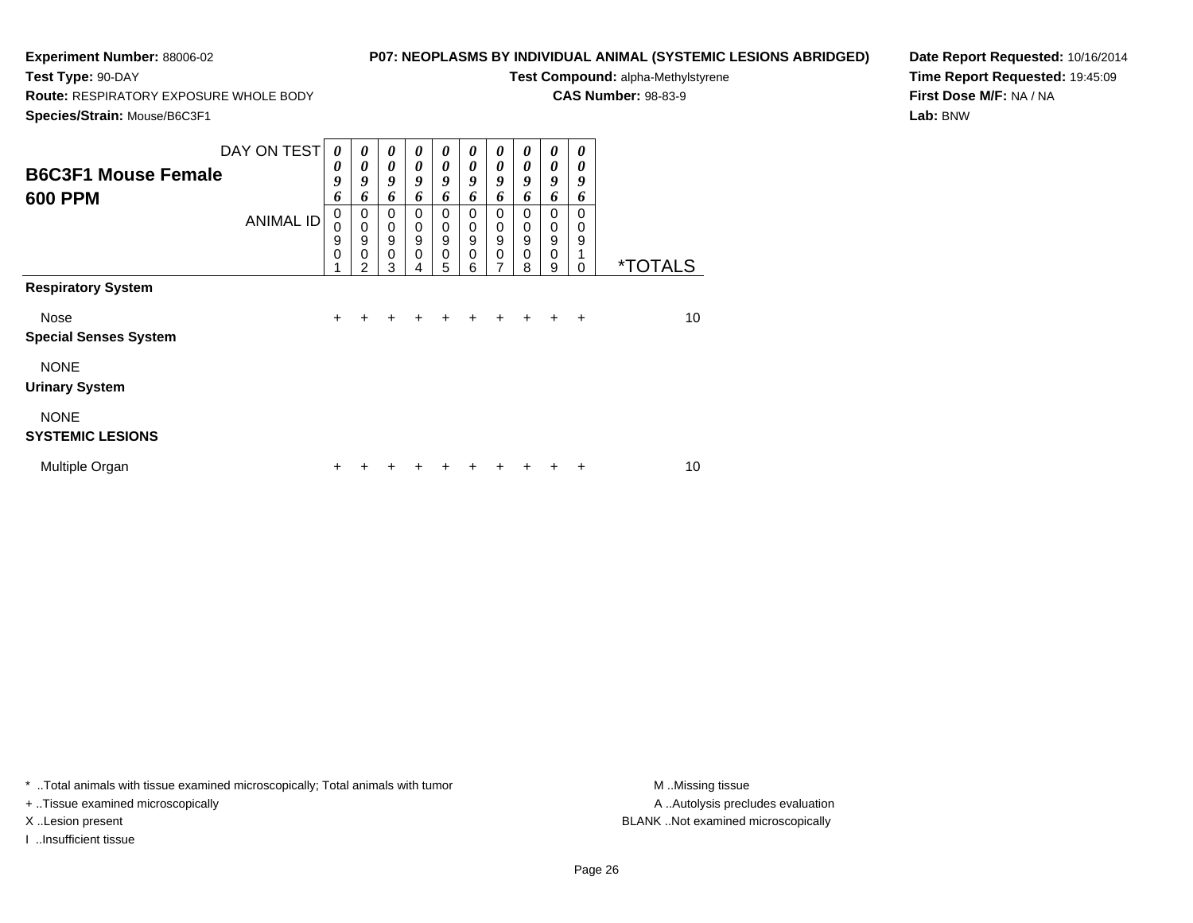**Experiment Number:** 88006-02

**Test Type:** 90-DAY

**Route:** RESPIRATORY EXPOSURE WHOLE BODY

**Species/Strain:** Mouse/B6C3F1

**P07: NEOPLASMS BY INDIVIDUAL ANIMAL (SYSTEMIC LESIONS ABRIDGED)**

**Test Compound:** alpha-Methylstyrene

**CAS Number:** 98-83-9

**Date Report Requested:** 10/16/2014

**Time Report Requested:** 19:45:09

**First Dose M/F:** NA / NA

**Lab:** BNW

## B6C3F1 Mouse Female 600 PPM

| DAY ON TEST | 0096 | 0096 | 0096 | 0096 | 0096 | 0096 | 0096 | 0096 | 0096 | 0096 | |
|---|---|---|---|---|---|---|---|---|---|---|---|
| ANIMAL ID | 00901 | 00902 | 00903 | 00904 | 00905 | 00906 | 00907 | 00908 | 00909 | 00910 | *TOTALS |
| **Respiratory System** | | | | | | | | | | | |
| Nose | + | + | + | + | + | + | + | + | + | + | 10 |
| **Special Senses System** | | | | | | | | | | | |
| NONE | | | | | | | | | | | |
| **Urinary System** | | | | | | | | | | | |
| NONE | | | | | | | | | | | |
| **SYSTEMIC LESIONS** | | | | | | | | | | | |
| Multiple Organ | + | + | + | + | + | + | + | + | + | + | 10 |

* ..Total animals with tissue examined microscopically; Total animals with tumor

+ ..Tissue examined microscopically

X ..Lesion present

I ..Insufficient tissue

M ..Missing tissue

A ..Autolysis precludes evaluation

BLANK ..Not examined microscopically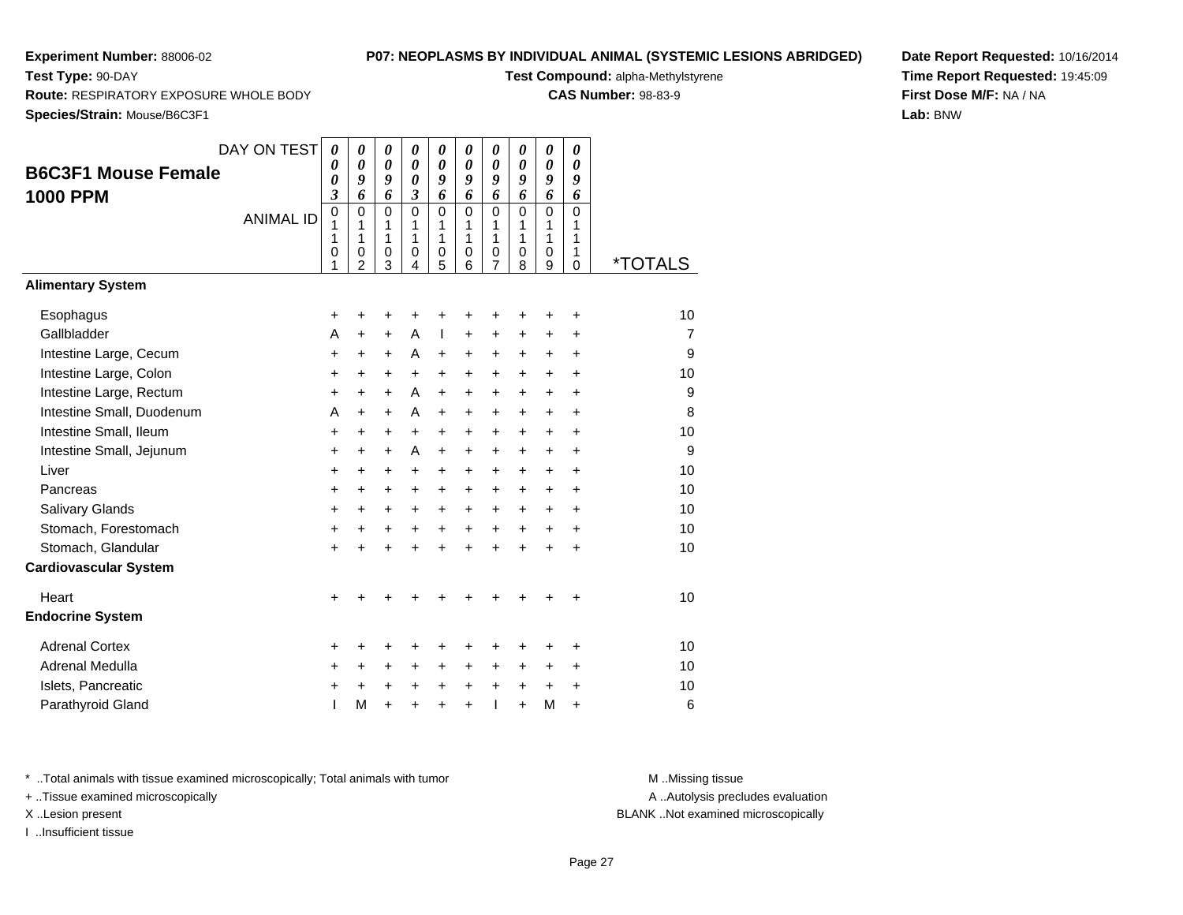**Experiment Number:** 88006-02
**Test Type:** 90-DAY
**Route:** RESPIRATORY EXPOSURE WHOLE BODY
**Species/Strain:** Mouse/B6C3F1

**P07: NEOPLASMS BY INDIVIDUAL ANIMAL (SYSTEMIC LESIONS ABRIDGED)**
**Test Compound:** alpha-Methylstyrene
**CAS Number:** 98-83-9

**Date Report Requested:** 10/16/2014
**Time Report Requested:** 19:45:09
**First Dose M/F:** NA / NA
**Lab:** BNW

## B6C3F1 Mouse Female 1000 PPM

| DAY ON TEST | 0003 | 0096 | 0096 | 0003 | 0096 | 0096 | 0096 | 0096 | 0096 | 0096 | |
|---|---|---|---|---|---|---|---|---|---|---|---|
| ANIMAL ID | 01101 | 01102 | 01103 | 01104 | 01105 | 01106 | 01107 | 01108 | 01109 | 01110 | *TOTALS |
| **Alimentary System** | | | | | | | | | | | |
| Esophagus | + | + | + | + | + | + | + | + | + | + | 10 |
| Gallbladder | A | + | + | A | I | + | + | + | + | + | 7 |
| Intestine Large, Cecum | + | + | + | A | + | + | + | + | + | + | 9 |
| Intestine Large, Colon | + | + | + | + | + | + | + | + | + | + | 10 |
| Intestine Large, Rectum | + | + | + | A | + | + | + | + | + | + | 9 |
| Intestine Small, Duodenum | A | + | + | A | + | + | + | + | + | + | 8 |
| Intestine Small, Ileum | + | + | + | + | + | + | + | + | + | + | 10 |
| Intestine Small, Jejunum | + | + | + | A | + | + | + | + | + | + | 9 |
| Liver | + | + | + | + | + | + | + | + | + | + | 10 |
| Pancreas | + | + | + | + | + | + | + | + | + | + | 10 |
| Salivary Glands | + | + | + | + | + | + | + | + | + | + | 10 |
| Stomach, Forestomach | + | + | + | + | + | + | + | + | + | + | 10 |
| Stomach, Glandular | + | + | + | + | + | + | + | + | + | + | 10 |
| **Cardiovascular System** | | | | | | | | | | | |
| Heart | + | + | + | + | + | + | + | + | + | + | 10 |
| **Endocrine System** | | | | | | | | | | | |
| Adrenal Cortex | + | + | + | + | + | + | + | + | + | + | 10 |
| Adrenal Medulla | + | + | + | + | + | + | + | + | + | + | 10 |
| Islets, Pancreatic | + | + | + | + | + | + | + | + | + | + | 10 |
| Parathyroid Gland | I | M | + | + | + | + | I | + | M | + | 6 |

* ..Total animals with tissue examined microscopically; Total animals with tumor
+ ..Tissue examined microscopically
X ..Lesion present
I ..Insufficient tissue

M ..Missing tissue
A ..Autolysis precludes evaluation
BLANK ..Not examined microscopically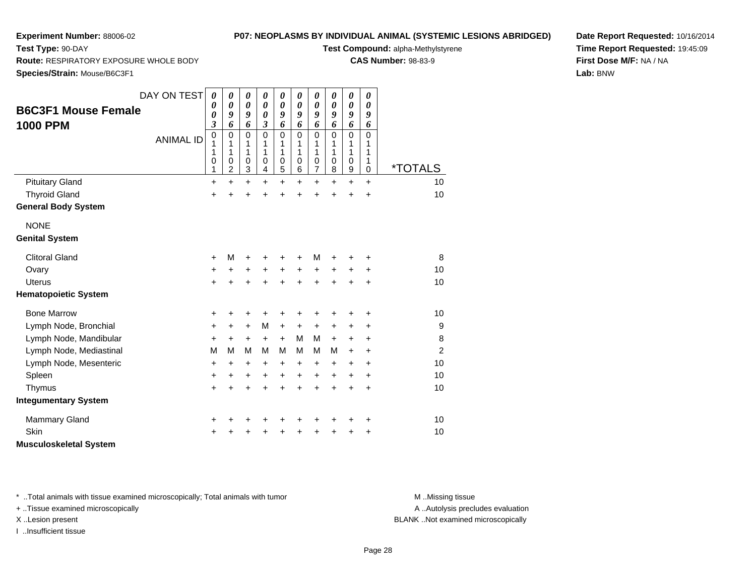**Experiment Number:** 88006-02
**Test Type:** 90-DAY
**Route:** RESPIRATORY EXPOSURE WHOLE BODY
**Species/Strain:** Mouse/B6C3F1

**P07: NEOPLASMS BY INDIVIDUAL ANIMAL (SYSTEMIC LESIONS ABRIDGED)**
**Test Compound:** alpha-Methylstyrene
**CAS Number:** 98-83-9

**Date Report Requested:** 10/16/2014
**Time Report Requested:** 19:45:09
**First Dose M/F:** NA / NA
**Lab:** BNW

## B6C3F1 Mouse Female 1000 PPM

| DAY ON TEST | 0003 | 0096 | 0096 | 0003 | 0096 | 0096 | 0096 | 0096 | 0096 | 0096 | |
|---|---|---|---|---|---|---|---|---|---|---|---|
| **ANIMAL ID** | 01101 | 01102 | 01103 | 01104 | 01105 | 01106 | 01107 | 01108 | 01109 | 01110 | ***TOTALS** |
| Pituitary Gland | + | + | + | + | + | + | + | + | + | + | 10 |
| Thyroid Gland | + | + | + | + | + | + | + | + | + | + | 10 |
| **General Body System** | | | | | | | | | | | |
| NONE | | | | | | | | | | | |
| **Genital System** | | | | | | | | | | | |
| Clitoral Gland | + | M | + | + | + | + | M | + | + | + | 8 |
| Ovary | + | + | + | + | + | + | + | + | + | + | 10 |
| Uterus | + | + | + | + | + | + | + | + | + | + | 10 |
| **Hematopoietic System** | | | | | | | | | | | |
| Bone Marrow | + | + | + | + | + | + | + | + | + | + | 10 |
| Lymph Node, Bronchial | + | + | + | M | + | + | + | + | + | + | 9 |
| Lymph Node, Mandibular | + | + | + | + | + | M | M | + | + | + | 8 |
| Lymph Node, Mediastinal | M | M | M | M | M | M | M | M | + | + | 2 |
| Lymph Node, Mesenteric | + | + | + | + | + | + | + | + | + | + | 10 |
| Spleen | + | + | + | + | + | + | + | + | + | + | 10 |
| Thymus | + | + | + | + | + | + | + | + | + | + | 10 |
| **Integumentary System** | | | | | | | | | | | |
| Mammary Gland | + | + | + | + | + | + | + | + | + | + | 10 |
| Skin | + | + | + | + | + | + | + | + | + | + | 10 |
| **Musculoskeletal System** | | | | | | | | | | | |

\* ..Total animals with tissue examined microscopically; Total animals with tumor
\+ ..Tissue examined microscopically
X ..Lesion present
I ..Insufficient tissue

M ..Missing tissue
A ..Autolysis precludes evaluation
BLANK ..Not examined microscopically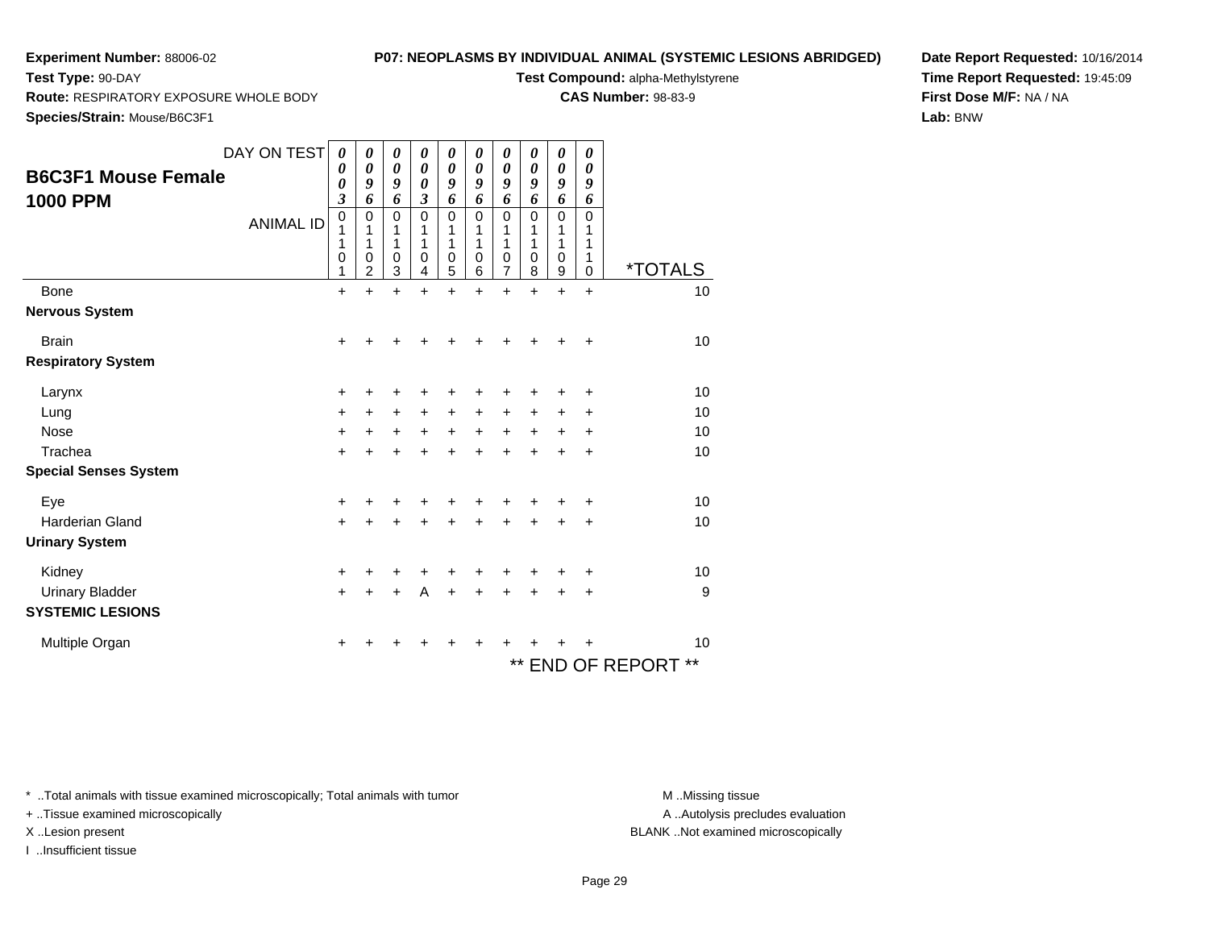**Experiment Number:** 88006-02
**Test Type:** 90-DAY
**Route:** RESPIRATORY EXPOSURE WHOLE BODY
**Species/Strain:** Mouse/B6C3F1

**P07: NEOPLASMS BY INDIVIDUAL ANIMAL (SYSTEMIC LESIONS ABRIDGED)**
**Test Compound:** alpha-Methylstyrene
**CAS Number:** 98-83-9

**Date Report Requested:** 10/16/2014
**Time Report Requested:** 19:45:09
**First Dose M/F:** NA / NA
**Lab:** BNW

## B6C3F1 Mouse Female 1000 PPM

| DAY ON TEST | 0003 | 0096 | 0096 | 0003 | 0096 | 0096 | 0096 | 0096 | 0096 | 0096 | |
|---|---|---|---|---|---|---|---|---|---|---|---|
| ANIMAL ID | 01101 | 01102 | 01103 | 01104 | 01105 | 01106 | 01107 | 01108 | 01109 | 01110 | *TOTALS |
| Bone | + | + | + | + | + | + | + | + | + | + | 10 |
| **Nervous System** | | | | | | | | | | | |
| Brain | + | + | + | + | + | + | + | + | + | + | 10 |
| **Respiratory System** | | | | | | | | | | | |
| Larynx | + | + | + | + | + | + | + | + | + | + | 10 |
| Lung | + | + | + | + | + | + | + | + | + | + | 10 |
| Nose | + | + | + | + | + | + | + | + | + | + | 10 |
| Trachea | + | + | + | + | + | + | + | + | + | + | 10 |
| **Special Senses System** | | | | | | | | | | | |
| Eye | + | + | + | + | + | + | + | + | + | + | 10 |
| Harderian Gland | + | + | + | + | + | + | + | + | + | + | 10 |
| **Urinary System** | | | | | | | | | | | |
| Kidney | + | + | + | + | + | + | + | + | + | + | 10 |
| Urinary Bladder | + | + | + | A | + | + | + | + | + | + | 9 |
| **SYSTEMIC LESIONS** | | | | | | | | | | | |
| Multiple Organ | + | + | + | + | + | + | + | + | + | + | 10 |

** END OF REPORT **

* ..Total animals with tissue examined microscopically; Total animals with tumor
+ ..Tissue examined microscopically
X ..Lesion present
I ..Insufficient tissue

M ..Missing tissue
A ..Autolysis precludes evaluation
BLANK ..Not examined microscopically